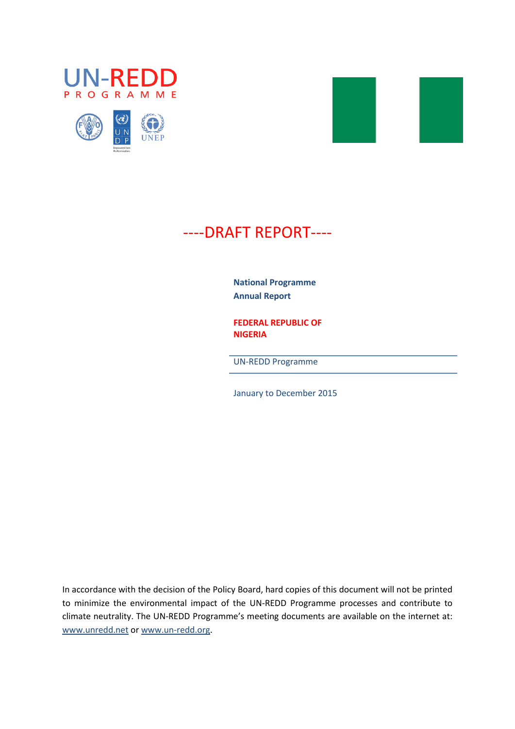UN-REDD
PROGRAMME

# ----DRAFT REPORT----

**National Programme**
**Annual Report**

**FEDERAL REPUBLIC OF NIGERIA**

UN-REDD Programme

January to December 2015

In accordance with the decision of the Policy Board, hard copies of this document will not be printed to minimize the environmental impact of the UN-REDD Programme processes and contribute to climate neutrality. The UN-REDD Programme's meeting documents are available on the internet at: www.unredd.net or www.un-redd.org.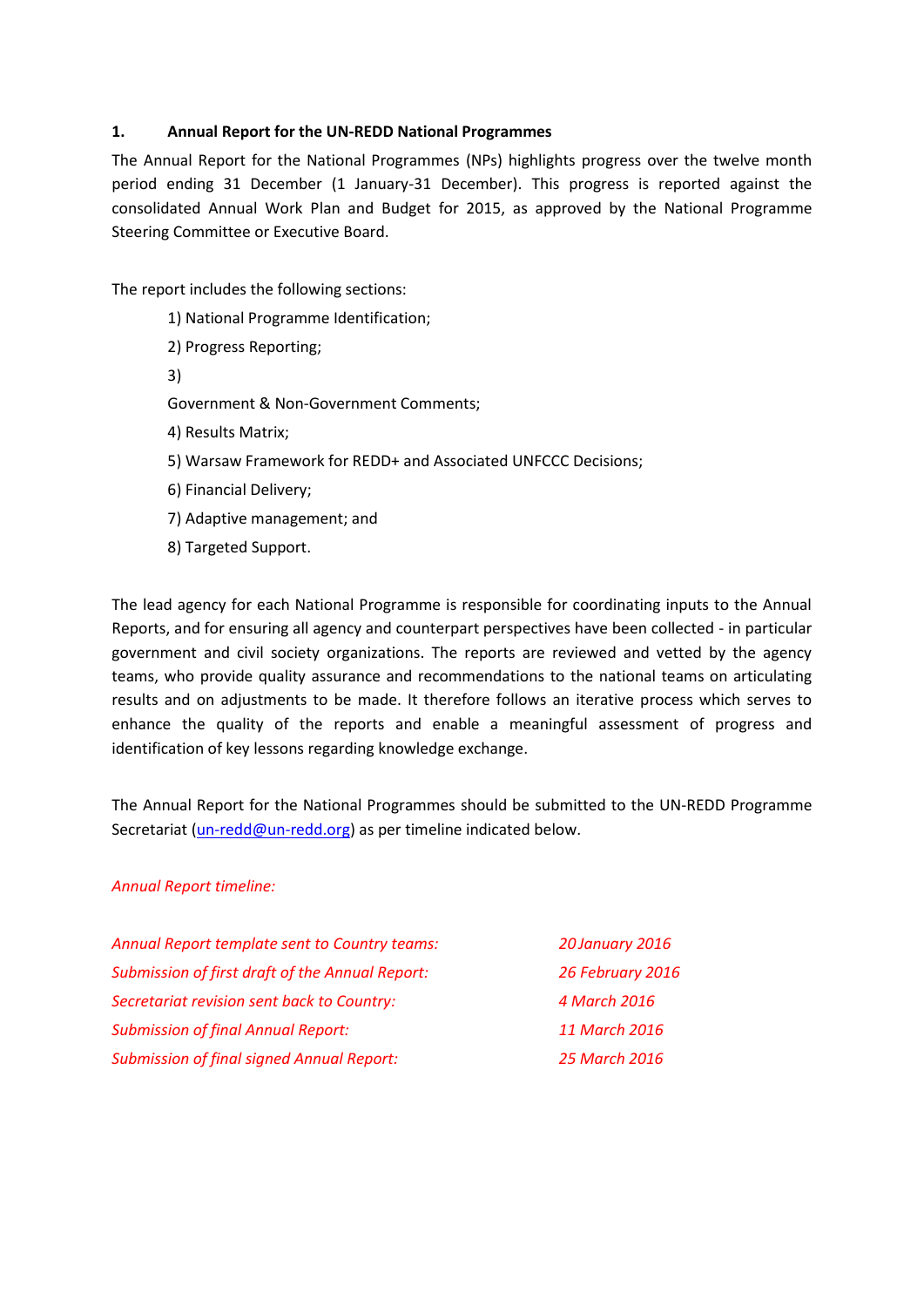## 1. Annual Report for the UN-REDD National Programmes

The Annual Report for the National Programmes (NPs) highlights progress over the twelve month period ending 31 December (1 January-31 December). This progress is reported against the consolidated Annual Work Plan and Budget for 2015, as approved by the National Programme Steering Committee or Executive Board.

The report includes the following sections:

1) National Programme Identification;

2) Progress Reporting;

3)

Government & Non-Government Comments;

4) Results Matrix;

5) Warsaw Framework for REDD+ and Associated UNFCCC Decisions;

6) Financial Delivery;

7) Adaptive management; and

8) Targeted Support.

The lead agency for each National Programme is responsible for coordinating inputs to the Annual Reports, and for ensuring all agency and counterpart perspectives have been collected - in particular government and civil society organizations. The reports are reviewed and vetted by the agency teams, who provide quality assurance and recommendations to the national teams on articulating results and on adjustments to be made. It therefore follows an iterative process which serves to enhance the quality of the reports and enable a meaningful assessment of progress and identification of key lessons regarding knowledge exchange.

The Annual Report for the National Programmes should be submitted to the UN-REDD Programme Secretariat (un-redd@un-redd.org) as per timeline indicated below.

*Annual Report timeline:*

| | |
|---|---|
| *Annual Report template sent to Country teams:* | *20 January 2016* |
| *Submission of first draft of the Annual Report:* | *26 February 2016* |
| *Secretariat revision sent back to Country:* | *4 March 2016* |
| *Submission of final Annual Report:* | *11 March 2016* |
| *Submission of final signed Annual Report:* | *25 March 2016* |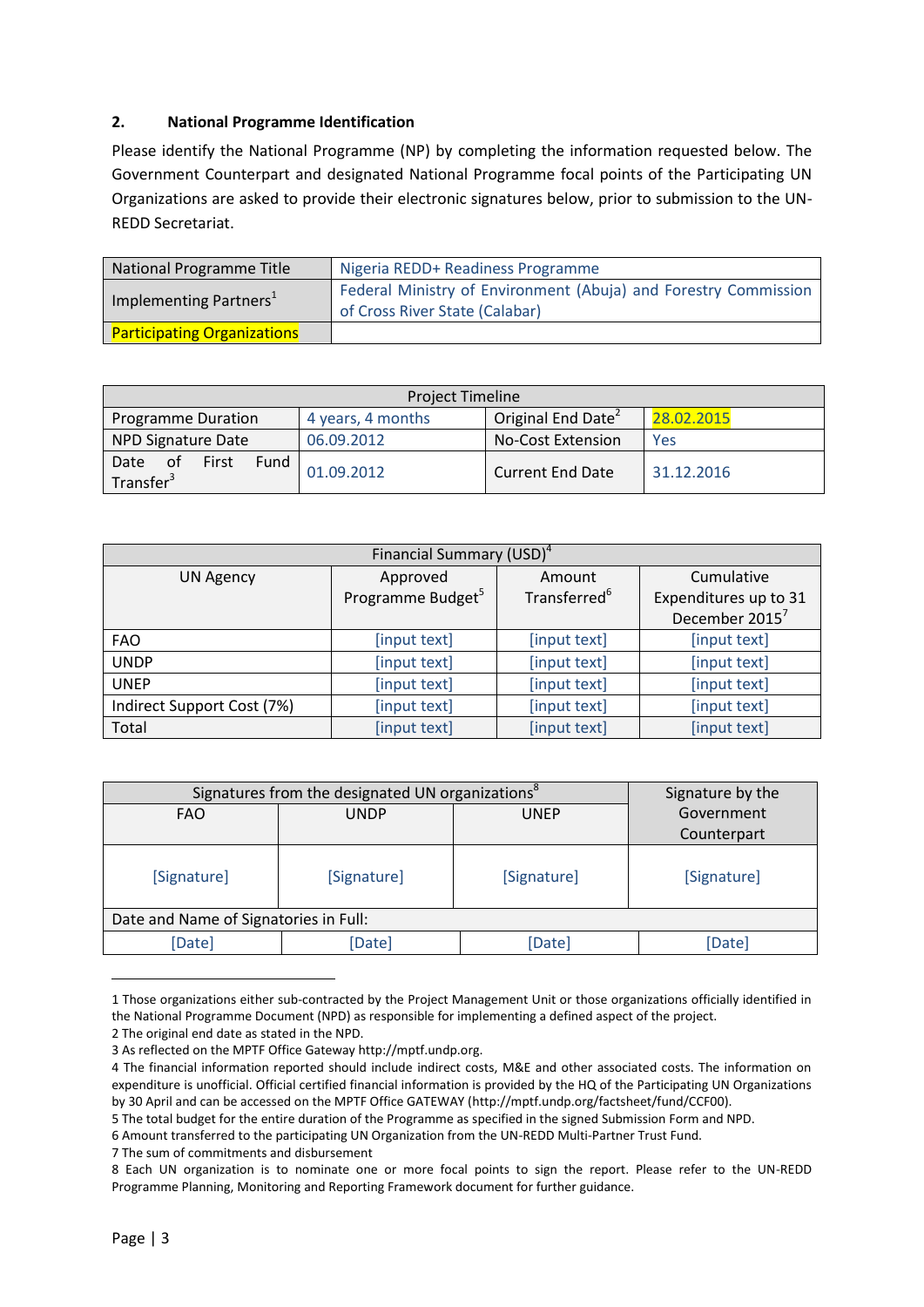## 2. National Programme Identification

Please identify the National Programme (NP) by completing the information requested below. The Government Counterpart and designated National Programme focal points of the Participating UN Organizations are asked to provide their electronic signatures below, prior to submission to the UN-REDD Secretariat.

| National Programme Title | Nigeria REDD+ Readiness Programme |
|---|---|
| Implementing Partners[1] | Federal Ministry of Environment (Abuja) and Forestry Commission of Cross River State (Calabar) |
| Participating Organizations | |

| Project Timeline | | | |
|---|---|---|---|
| Programme Duration | 4 years, 4 months | Original End Date[2] | 28.02.2015 |
| NPD Signature Date | 06.09.2012 | No-Cost Extension | Yes |
| Date of First Fund Transfer[3] | 01.09.2012 | Current End Date | 31.12.2016 |

| Financial Summary (USD)[4] | | | |
|---|---|---|---|
| UN Agency | Approved Programme Budget[5] | Amount Transferred[6] | Cumulative Expenditures up to 31 December 2015[7] |
| FAO | [input text] | [input text] | [input text] |
| UNDP | [input text] | [input text] | [input text] |
| UNEP | [input text] | [input text] | [input text] |
| Indirect Support Cost (7%) | [input text] | [input text] | [input text] |
| Total | [input text] | [input text] | [input text] |

| Signatures from the designated UN organizations[8] | | | Signature by the Government Counterpart |
|---|---|---|---|
| FAO | UNDP | UNEP | |
| [Signature] | [Signature] | [Signature] | [Signature] |
| Date and Name of Signatories in Full: | | | |
| [Date] | [Date] | [Date] | [Date] |

1 Those organizations either sub-contracted by the Project Management Unit or those organizations officially identified in the National Programme Document (NPD) as responsible for implementing a defined aspect of the project.

2 The original end date as stated in the NPD.

3 As reflected on the MPTF Office Gateway http://mptf.undp.org.

4 The financial information reported should include indirect costs, M&E and other associated costs. The information on expenditure is unofficial. Official certified financial information is provided by the HQ of the Participating UN Organizations by 30 April and can be accessed on the MPTF Office GATEWAY (http://mptf.undp.org/factsheet/fund/CCF00).

5 The total budget for the entire duration of the Programme as specified in the signed Submission Form and NPD.

6 Amount transferred to the participating UN Organization from the UN-REDD Multi-Partner Trust Fund.

7 The sum of commitments and disbursement

8 Each UN organization is to nominate one or more focal points to sign the report. Please refer to the UN-REDD Programme Planning, Monitoring and Reporting Framework document for further guidance.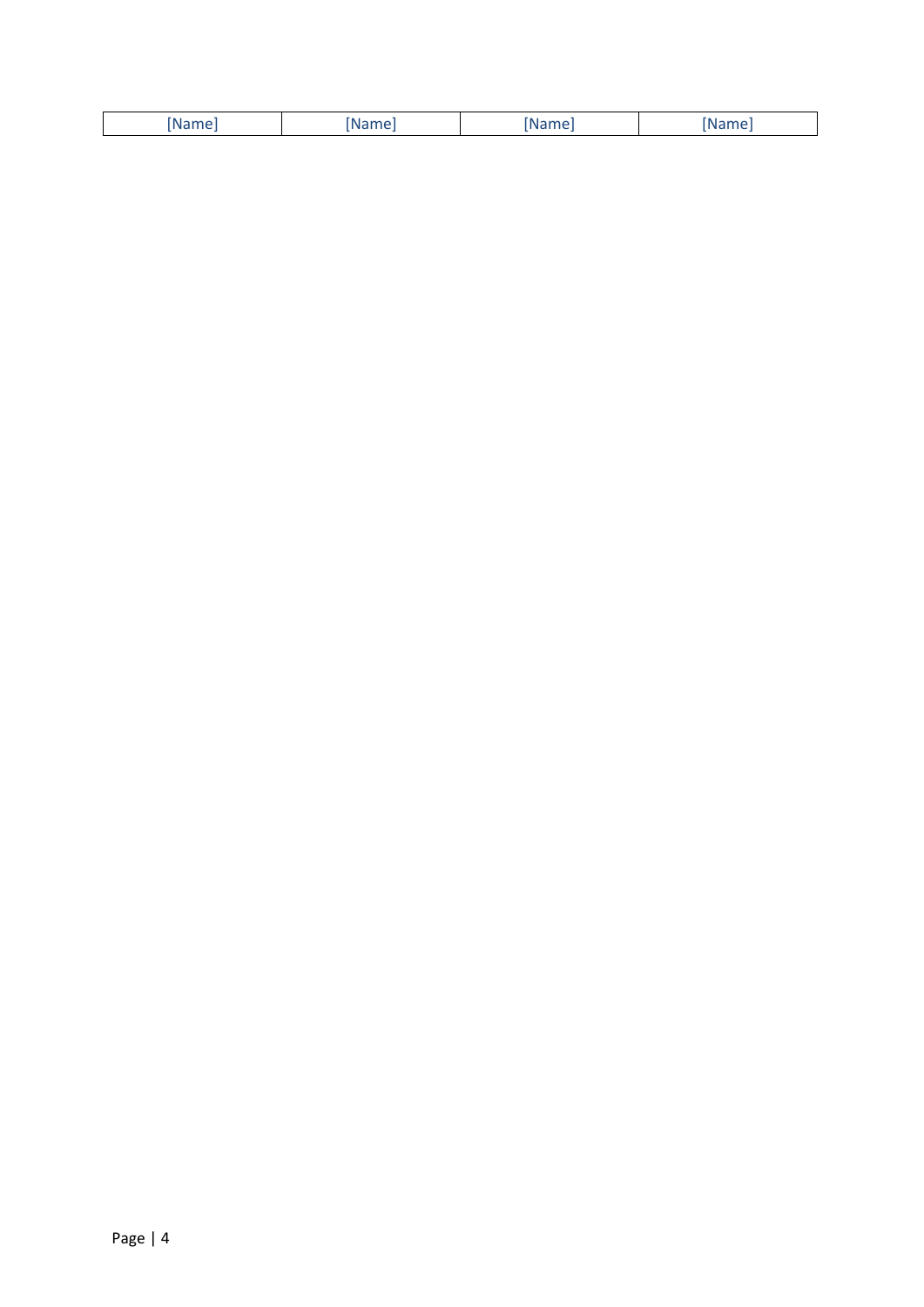| [Name] | [Name] | [Name] | [Name] |
| --- | --- | --- | --- |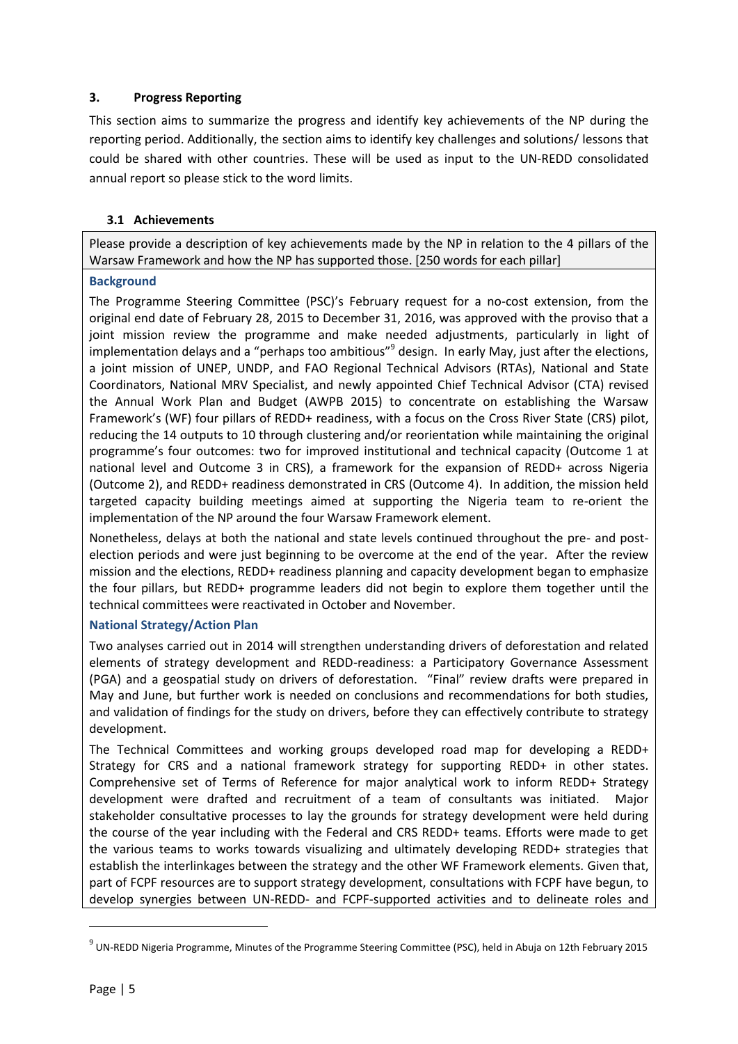### 3. Progress Reporting

This section aims to summarize the progress and identify key achievements of the NP during the reporting period. Additionally, the section aims to identify key challenges and solutions/ lessons that could be shared with other countries. These will be used as input to the UN-REDD consolidated annual report so please stick to the word limits.

#### 3.1 Achievements

Please provide a description of key achievements made by the NP in relation to the 4 pillars of the Warsaw Framework and how the NP has supported those. [250 words for each pillar]

**Background**

The Programme Steering Committee (PSC)'s February request for a no-cost extension, from the original end date of February 28, 2015 to December 31, 2016, was approved with the proviso that a joint mission review the programme and make needed adjustments, particularly in light of implementation delays and a "perhaps too ambitious"[9] design. In early May, just after the elections, a joint mission of UNEP, UNDP, and FAO Regional Technical Advisors (RTAs), National and State Coordinators, National MRV Specialist, and newly appointed Chief Technical Advisor (CTA) revised the Annual Work Plan and Budget (AWPB 2015) to concentrate on establishing the Warsaw Framework's (WF) four pillars of REDD+ readiness, with a focus on the Cross River State (CRS) pilot, reducing the 14 outputs to 10 through clustering and/or reorientation while maintaining the original programme's four outcomes: two for improved institutional and technical capacity (Outcome 1 at national level and Outcome 3 in CRS), a framework for the expansion of REDD+ across Nigeria (Outcome 2), and REDD+ readiness demonstrated in CRS (Outcome 4). In addition, the mission held targeted capacity building meetings aimed at supporting the Nigeria team to re-orient the implementation of the NP around the four Warsaw Framework element.

Nonetheless, delays at both the national and state levels continued throughout the pre- and post-election periods and were just beginning to be overcome at the end of the year. After the review mission and the elections, REDD+ readiness planning and capacity development began to emphasize the four pillars, but REDD+ programme leaders did not begin to explore them together until the technical committees were reactivated in October and November.

**National Strategy/Action Plan**

Two analyses carried out in 2014 will strengthen understanding drivers of deforestation and related elements of strategy development and REDD-readiness: a Participatory Governance Assessment (PGA) and a geospatial study on drivers of deforestation. "Final" review drafts were prepared in May and June, but further work is needed on conclusions and recommendations for both studies, and validation of findings for the study on drivers, before they can effectively contribute to strategy development.

The Technical Committees and working groups developed road map for developing a REDD+ Strategy for CRS and a national framework strategy for supporting REDD+ in other states. Comprehensive set of Terms of Reference for major analytical work to inform REDD+ Strategy development were drafted and recruitment of a team of consultants was initiated. Major stakeholder consultative processes to lay the grounds for strategy development were held during the course of the year including with the Federal and CRS REDD+ teams. Efforts were made to get the various teams to works towards visualizing and ultimately developing REDD+ strategies that establish the interlinkages between the strategy and the other WF Framework elements. Given that, part of FCPF resources are to support strategy development, consultations with FCPF have begun, to develop synergies between UN-REDD- and FCPF-supported activities and to delineate roles and

[9] UN-REDD Nigeria Programme, Minutes of the Programme Steering Committee (PSC), held in Abuja on 12th February 2015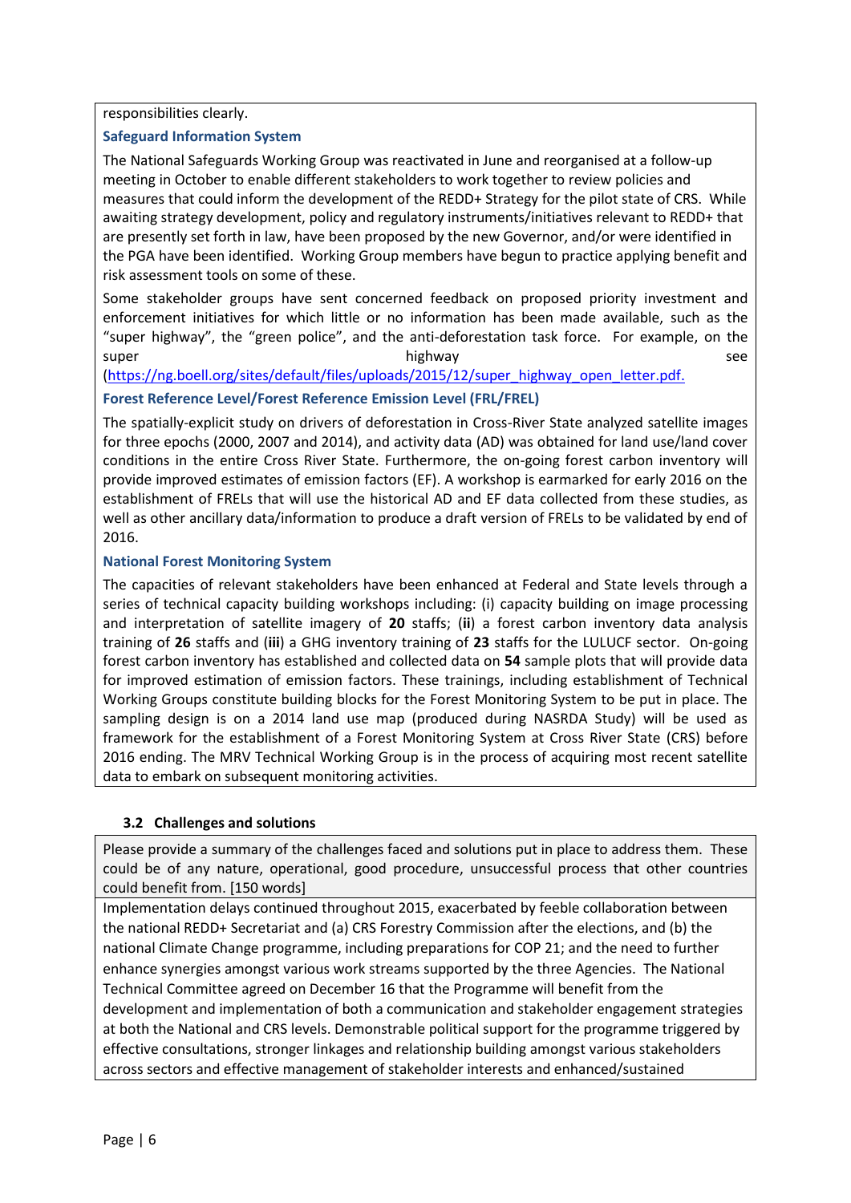responsibilities clearly.

### Safeguard Information System

The National Safeguards Working Group was reactivated in June and reorganised at a follow-up meeting in October to enable different stakeholders to work together to review policies and measures that could inform the development of the REDD+ Strategy for the pilot state of CRS. While awaiting strategy development, policy and regulatory instruments/initiatives relevant to REDD+ that are presently set forth in law, have been proposed by the new Governor, and/or were identified in the PGA have been identified. Working Group members have begun to practice applying benefit and risk assessment tools on some of these.

Some stakeholder groups have sent concerned feedback on proposed priority investment and enforcement initiatives for which little or no information has been made available, such as the "super highway", the "green police", and the anti-deforestation task force. For example, on the super highway see (https://ng.boell.org/sites/default/files/uploads/2015/12/super_highway_open_letter.pdf.

### Forest Reference Level/Forest Reference Emission Level (FRL/FREL)

The spatially-explicit study on drivers of deforestation in Cross-River State analyzed satellite images for three epochs (2000, 2007 and 2014), and activity data (AD) was obtained for land use/land cover conditions in the entire Cross River State. Furthermore, the on-going forest carbon inventory will provide improved estimates of emission factors (EF). A workshop is earmarked for early 2016 on the establishment of FRELs that will use the historical AD and EF data collected from these studies, as well as other ancillary data/information to produce a draft version of FRELs to be validated by end of 2016.

### National Forest Monitoring System

The capacities of relevant stakeholders have been enhanced at Federal and State levels through a series of technical capacity building workshops including: (i) capacity building on image processing and interpretation of satellite imagery of **20** staffs; (**ii**) a forest carbon inventory data analysis training of **26** staffs and (**iii**) a GHG inventory training of **23** staffs for the LULUCF sector. On-going forest carbon inventory has established and collected data on **54** sample plots that will provide data for improved estimation of emission factors. These trainings, including establishment of Technical Working Groups constitute building blocks for the Forest Monitoring System to be put in place. The sampling design is on a 2014 land use map (produced during NASRDA Study) will be used as framework for the establishment of a Forest Monitoring System at Cross River State (CRS) before 2016 ending. The MRV Technical Working Group is in the process of acquiring most recent satellite data to embark on subsequent monitoring activities.

## 3.2 Challenges and solutions

Please provide a summary of the challenges faced and solutions put in place to address them. These could be of any nature, operational, good procedure, unsuccessful process that other countries could benefit from. [150 words]

Implementation delays continued throughout 2015, exacerbated by feeble collaboration between the national REDD+ Secretariat and (a) CRS Forestry Commission after the elections, and (b) the national Climate Change programme, including preparations for COP 21; and the need to further enhance synergies amongst various work streams supported by the three Agencies. The National Technical Committee agreed on December 16 that the Programme will benefit from the development and implementation of both a communication and stakeholder engagement strategies at both the National and CRS levels. Demonstrable political support for the programme triggered by effective consultations, stronger linkages and relationship building amongst various stakeholders across sectors and effective management of stakeholder interests and enhanced/sustained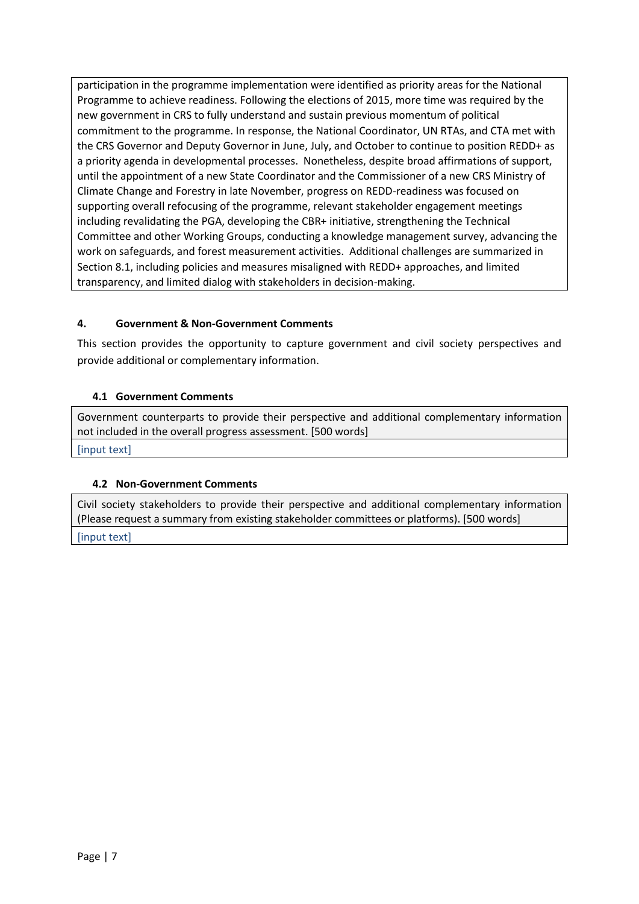participation in the programme implementation were identified as priority areas for the National Programme to achieve readiness. Following the elections of 2015, more time was required by the new government in CRS to fully understand and sustain previous momentum of political commitment to the programme. In response, the National Coordinator, UN RTAs, and CTA met with the CRS Governor and Deputy Governor in June, July, and October to continue to position REDD+ as a priority agenda in developmental processes. Nonetheless, despite broad affirmations of support, until the appointment of a new State Coordinator and the Commissioner of a new CRS Ministry of Climate Change and Forestry in late November, progress on REDD-readiness was focused on supporting overall refocusing of the programme, relevant stakeholder engagement meetings including revalidating the PGA, developing the CBR+ initiative, strengthening the Technical Committee and other Working Groups, conducting a knowledge management survey, advancing the work on safeguards, and forest measurement activities. Additional challenges are summarized in Section 8.1, including policies and measures misaligned with REDD+ approaches, and limited transparency, and limited dialog with stakeholders in decision-making.

## 4. Government & Non-Government Comments

This section provides the opportunity to capture government and civil society perspectives and provide additional or complementary information.

### 4.1 Government Comments

| Government counterparts to provide their perspective and additional complementary information not included in the overall progress assessment. [500 words] |
|---|
| [input text] |

### 4.2 Non-Government Comments

| Civil society stakeholders to provide their perspective and additional complementary information (Please request a summary from existing stakeholder committees or platforms). [500 words] |
|---|
| [input text] |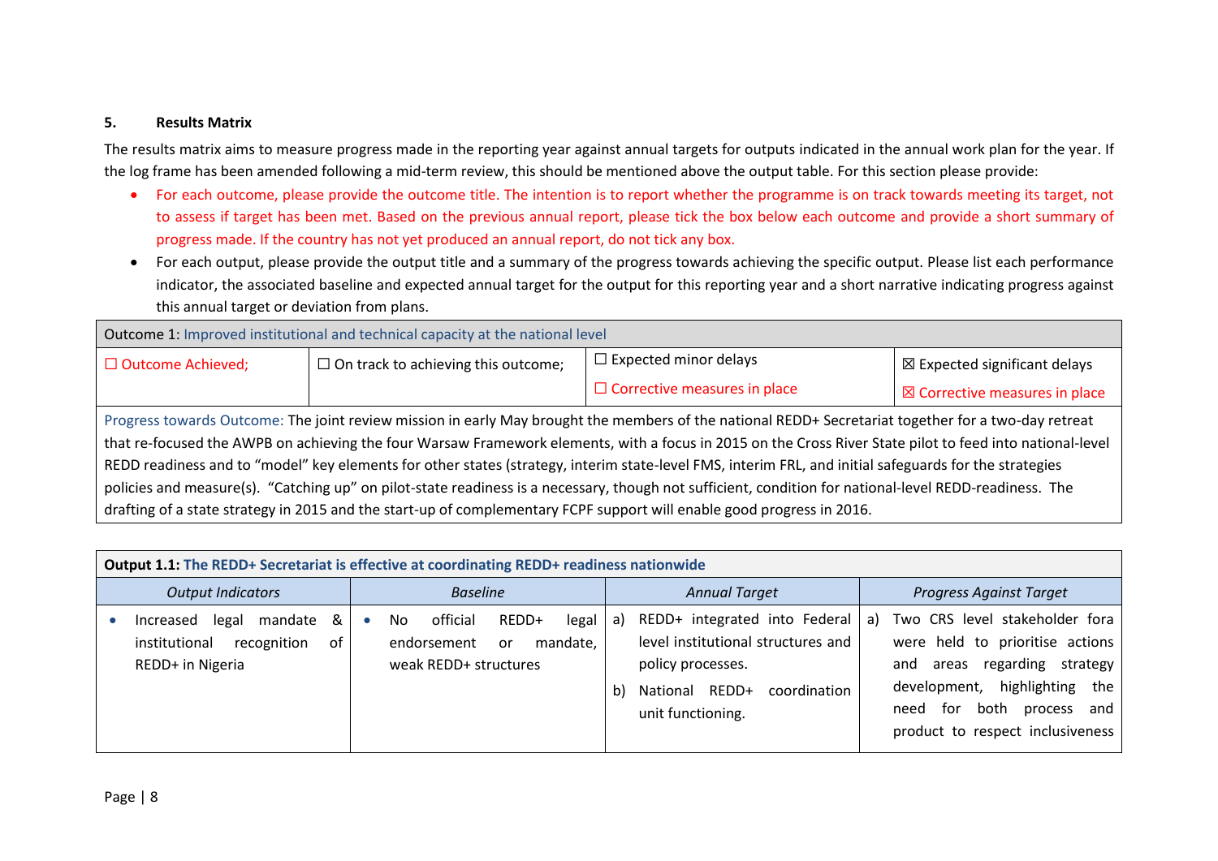### 5. Results Matrix

The results matrix aims to measure progress made in the reporting year against annual targets for outputs indicated in the annual work plan for the year. If the log frame has been amended following a mid-term review, this should be mentioned above the output table. For this section please provide:

- For each outcome, please provide the outcome title. The intention is to report whether the programme is on track towards meeting its target, not to assess if target has been met. Based on the previous annual report, please tick the box below each outcome and provide a short summary of progress made. If the country has not yet produced an annual report, do not tick any box.
- For each output, please provide the output title and a summary of the progress towards achieving the specific output. Please list each performance indicator, the associated baseline and expected annual target for the output for this reporting year and a short narrative indicating progress against this annual target or deviation from plans.

| Outcome 1: Improved institutional and technical capacity at the national level | | | |
|---|---|---|---|
| ☐ Outcome Achieved; | ☐ On track to achieving this outcome; | ☐ Expected minor delays<br>☐ Corrective measures in place | ☒ Expected significant delays<br>☒ Corrective measures in place |
| Progress towards Outcome: The joint review mission in early May brought the members of the national REDD+ Secretariat together for a two-day retreat that re-focused the AWPB on achieving the four Warsaw Framework elements, with a focus in 2015 on the Cross River State pilot to feed into national-level REDD readiness and to "model" key elements for other states (strategy, interim state-level FMS, interim FRL, and initial safeguards for the strategies policies and measure(s). "Catching up" on pilot-state readiness is a necessary, though not sufficient, condition for national-level REDD-readiness. The drafting of a state strategy in 2015 and the start-up of complementary FCPF support will enable good progress in 2016. | | | |

| **Output 1.1: The REDD+ Secretariat is effective at coordinating REDD+ readiness nationwide** | | | |
|---|---|---|---|
| *Output Indicators* | *Baseline* | *Annual Target* | *Progress Against Target* |
| • Increased legal mandate & institutional recognition of REDD+ in Nigeria | • No official REDD+ legal endorsement or mandate, weak REDD+ structures | a) REDD+ integrated into Federal level institutional structures and policy processes.<br>b) National REDD+ coordination unit functioning. | a) Two CRS level stakeholder fora were held to prioritise actions and areas regarding strategy development, highlighting the need for both process and product to respect inclusiveness |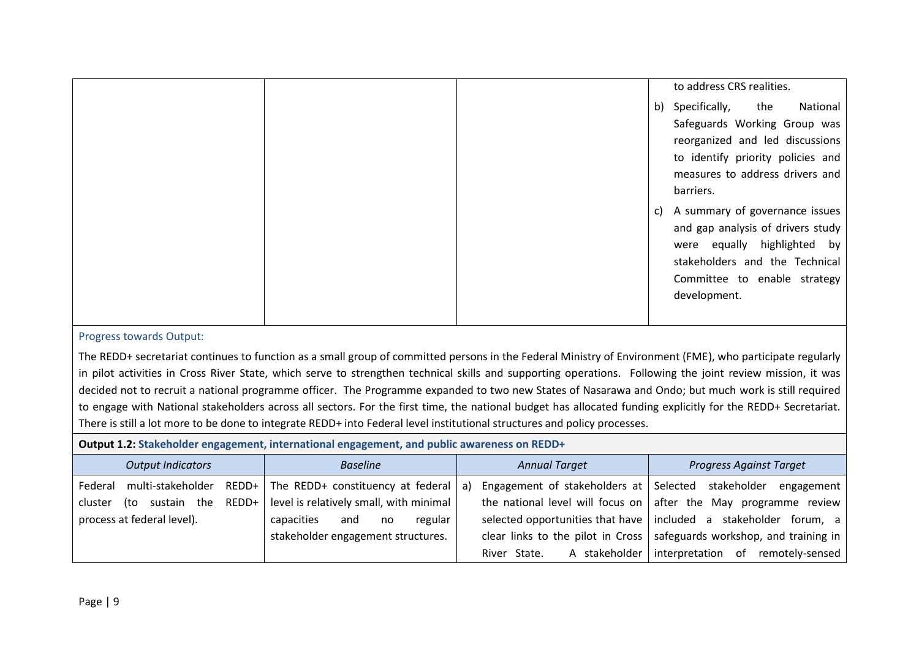| | | | |
|---|---|---|---|
| | | | to address CRS realities.<br>b) Specifically, the National Safeguards Working Group was reorganized and led discussions to identify priority policies and measures to address drivers and barriers.<br>c) A summary of governance issues and gap analysis of drivers study were equally highlighted by stakeholders and the Technical Committee to enable strategy development. |

Progress towards Output:

The REDD+ secretariat continues to function as a small group of committed persons in the Federal Ministry of Environment (FME), who participate regularly in pilot activities in Cross River State, which serve to strengthen technical skills and supporting operations. Following the joint review mission, it was decided not to recruit a national programme officer. The Programme expanded to two new States of Nasarawa and Ondo; but much work is still required to engage with National stakeholders across all sectors. For the first time, the national budget has allocated funding explicitly for the REDD+ Secretariat. There is still a lot more to be done to integrate REDD+ into Federal level institutional structures and policy processes.

**Output 1.2: Stakeholder engagement, international engagement, and public awareness on REDD+**

| *Output Indicators* | *Baseline* | *Annual Target* | *Progress Against Target* |
|---|---|---|---|
| Federal multi-stakeholder REDD+ cluster (to sustain the REDD+ process at federal level). | The REDD+ constituency at federal level is relatively small, with minimal capacities and no regular stakeholder engagement structures. | a) Engagement of stakeholders at the national level will focus on selected opportunities that have clear links to the pilot in Cross River State. A stakeholder | Selected stakeholder engagement after the May programme review included a stakeholder forum, a safeguards workshop, and training in interpretation of remotely-sensed |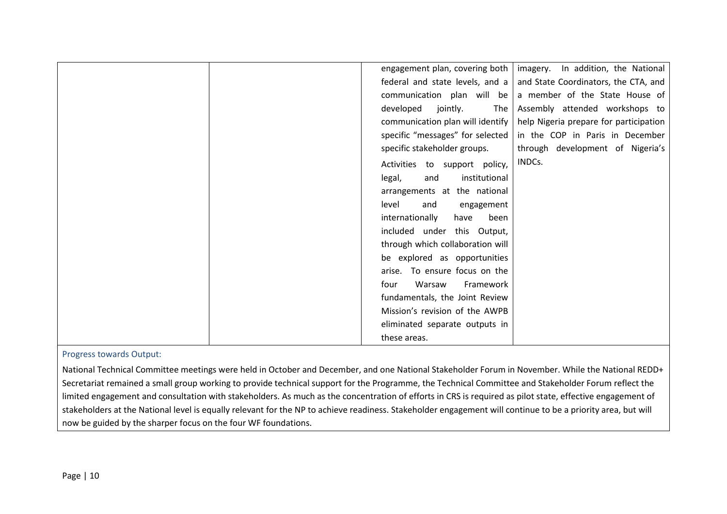| | | | |
|---|---|---|---|
| | | engagement plan, covering both federal and state levels, and a communication plan will be developed jointly. The communication plan will identify specific "messages" for selected specific stakeholder groups.<br><br>Activities to support policy, legal, and institutional arrangements at the national level and engagement internationally have been included under this Output, through which collaboration will be explored as opportunities arise. To ensure focus on the four Warsaw Framework fundamentals, the Joint Review Mission's revision of the AWPB eliminated separate outputs in these areas. | imagery. In addition, the National and State Coordinators, the CTA, and a member of the State House of Assembly attended workshops to help Nigeria prepare for participation in the COP in Paris in December through development of Nigeria's INDCs. |

Progress towards Output:

National Technical Committee meetings were held in October and December, and one National Stakeholder Forum in November. While the National REDD+ Secretariat remained a small group working to provide technical support for the Programme, the Technical Committee and Stakeholder Forum reflect the limited engagement and consultation with stakeholders. As much as the concentration of efforts in CRS is required as pilot state, effective engagement of stakeholders at the National level is equally relevant for the NP to achieve readiness. Stakeholder engagement will continue to be a priority area, but will now be guided by the sharper focus on the four WF foundations.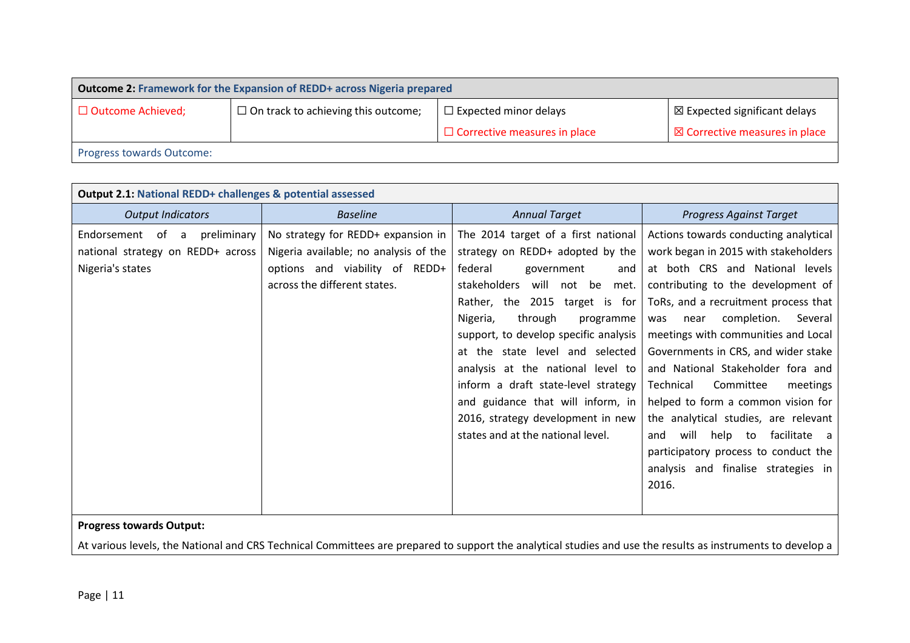| **Outcome 2:** Framework for the Expansion of REDD+ across Nigeria prepared | | | |
|---|---|---|---|
| ☐ Outcome Achieved; | ☐ On track to achieving this outcome; | ☐ Expected minor delays | ☒ Expected significant delays |
| | | ☐ Corrective measures in place | ☒ Corrective measures in place |
| Progress towards Outcome: | | | |

| **Output 2.1:** National REDD+ challenges & potential assessed | | | |
|---|---|---|---|
| *Output Indicators* | *Baseline* | *Annual Target* | *Progress Against Target* |
| Endorsement of a preliminary national strategy on REDD+ across Nigeria's states | No strategy for REDD+ expansion in Nigeria available; no analysis of the options and viability of REDD+ across the different states. | The 2014 target of a first national strategy on REDD+ adopted by the federal government and stakeholders will not be met. Rather, the 2015 target is for Nigeria, through programme support, to develop specific analysis at the state level and selected analysis at the national level to inform a draft state-level strategy and guidance that will inform, in 2016, strategy development in new states and at the national level. | Actions towards conducting analytical work began in 2015 with stakeholders at both CRS and National levels contributing to the development of ToRs, and a recruitment process that was near completion. Several meetings with communities and Local Governments in CRS, and wider stake and National Stakeholder fora and Technical Committee meetings helped to form a common vision for the analytical studies, are relevant and will help to facilitate a participatory process to conduct the analysis and finalise strategies in 2016. |

**Progress towards Output:**

At various levels, the National and CRS Technical Committees are prepared to support the analytical studies and use the results as instruments to develop a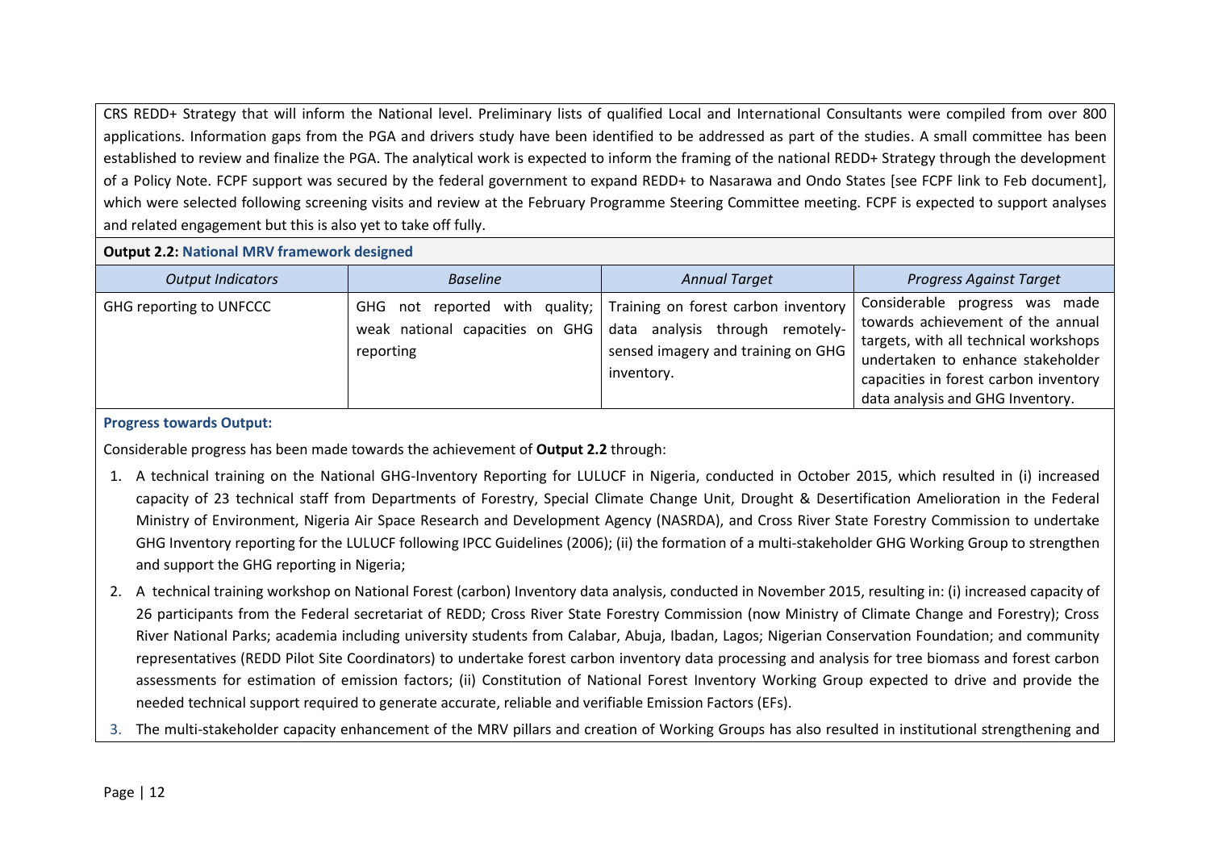CRS REDD+ Strategy that will inform the National level. Preliminary lists of qualified Local and International Consultants were compiled from over 800 applications. Information gaps from the PGA and drivers study have been identified to be addressed as part of the studies. A small committee has been established to review and finalize the PGA. The analytical work is expected to inform the framing of the national REDD+ Strategy through the development of a Policy Note. FCPF support was secured by the federal government to expand REDD+ to Nasarawa and Ondo States [see FCPF link to Feb document], which were selected following screening visits and review at the February Programme Steering Committee meeting. FCPF is expected to support analyses and related engagement but this is also yet to take off fully.

**Output 2.2: National MRV framework designed**

| *Output Indicators* | *Baseline* | *Annual Target* | *Progress Against Target* |
| --- | --- | --- | --- |
| GHG reporting to UNFCCC | GHG not reported with quality; weak national capacities on GHG reporting | Training on forest carbon inventory data analysis through remotely-sensed imagery and training on GHG inventory. | Considerable progress was made towards achievement of the annual targets, with all technical workshops undertaken to enhance stakeholder capacities in forest carbon inventory data analysis and GHG Inventory. |

**Progress towards Output:**

Considerable progress has been made towards the achievement of **Output 2.2** through:

1. A technical training on the National GHG-Inventory Reporting for LULUCF in Nigeria, conducted in October 2015, which resulted in (i) increased capacity of 23 technical staff from Departments of Forestry, Special Climate Change Unit, Drought & Desertification Amelioration in the Federal Ministry of Environment, Nigeria Air Space Research and Development Agency (NASRDA), and Cross River State Forestry Commission to undertake GHG Inventory reporting for the LULUCF following IPCC Guidelines (2006); (ii) the formation of a multi-stakeholder GHG Working Group to strengthen and support the GHG reporting in Nigeria;
2. A technical training workshop on National Forest (carbon) Inventory data analysis, conducted in November 2015, resulting in: (i) increased capacity of 26 participants from the Federal secretariat of REDD; Cross River State Forestry Commission (now Ministry of Climate Change and Forestry); Cross River National Parks; academia including university students from Calabar, Abuja, Ibadan, Lagos; Nigerian Conservation Foundation; and community representatives (REDD Pilot Site Coordinators) to undertake forest carbon inventory data processing and analysis for tree biomass and forest carbon assessments for estimation of emission factors; (ii) Constitution of National Forest Inventory Working Group expected to drive and provide the needed technical support required to generate accurate, reliable and verifiable Emission Factors (EFs).
3. The multi-stakeholder capacity enhancement of the MRV pillars and creation of Working Groups has also resulted in institutional strengthening and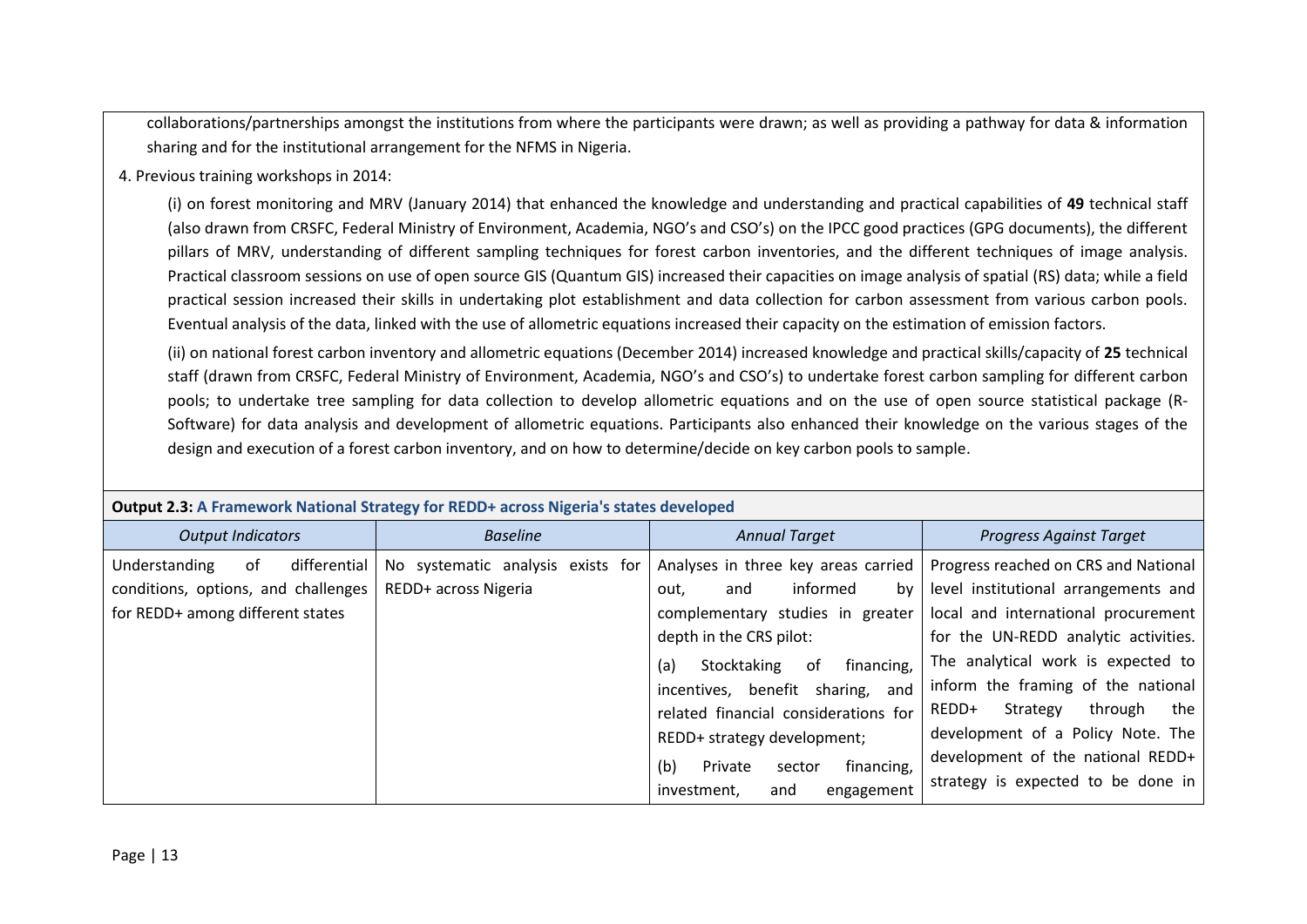collaborations/partnerships amongst the institutions from where the participants were drawn; as well as providing a pathway for data & information sharing and for the institutional arrangement for the NFMS in Nigeria.

4. Previous training workshops in 2014:

(i) on forest monitoring and MRV (January 2014) that enhanced the knowledge and understanding and practical capabilities of **49** technical staff (also drawn from CRSFC, Federal Ministry of Environment, Academia, NGO's and CSO's) on the IPCC good practices (GPG documents), the different pillars of MRV, understanding of different sampling techniques for forest carbon inventories, and the different techniques of image analysis. Practical classroom sessions on use of open source GIS (Quantum GIS) increased their capacities on image analysis of spatial (RS) data; while a field practical session increased their skills in undertaking plot establishment and data collection for carbon assessment from various carbon pools. Eventual analysis of the data, linked with the use of allometric equations increased their capacity on the estimation of emission factors.

(ii) on national forest carbon inventory and allometric equations (December 2014) increased knowledge and practical skills/capacity of **25** technical staff (drawn from CRSFC, Federal Ministry of Environment, Academia, NGO's and CSO's) to undertake forest carbon sampling for different carbon pools; to undertake tree sampling for data collection to develop allometric equations and on the use of open source statistical package (R-Software) for data analysis and development of allometric equations. Participants also enhanced their knowledge on the various stages of the design and execution of a forest carbon inventory, and on how to determine/decide on key carbon pools to sample.

**Output 2.3: A Framework National Strategy for REDD+ across Nigeria's states developed**

| *Output Indicators* | *Baseline* | *Annual Target* | *Progress Against Target* |
|---|---|---|---|
| Understanding of differential conditions, options, and challenges for REDD+ among different states | No systematic analysis exists for REDD+ across Nigeria | Analyses in three key areas carried out, and informed by complementary studies in greater depth in the CRS pilot:<br><br>(a) Stocktaking of financing, incentives, benefit sharing, and related financial considerations for REDD+ strategy development;<br><br>(b) Private sector financing, investment, and engagement | Progress reached on CRS and National level institutional arrangements and local and international procurement for the UN-REDD analytic activities. The analytical work is expected to inform the framing of the national REDD+ Strategy through the development of a Policy Note. The development of the national REDD+ strategy is expected to be done in |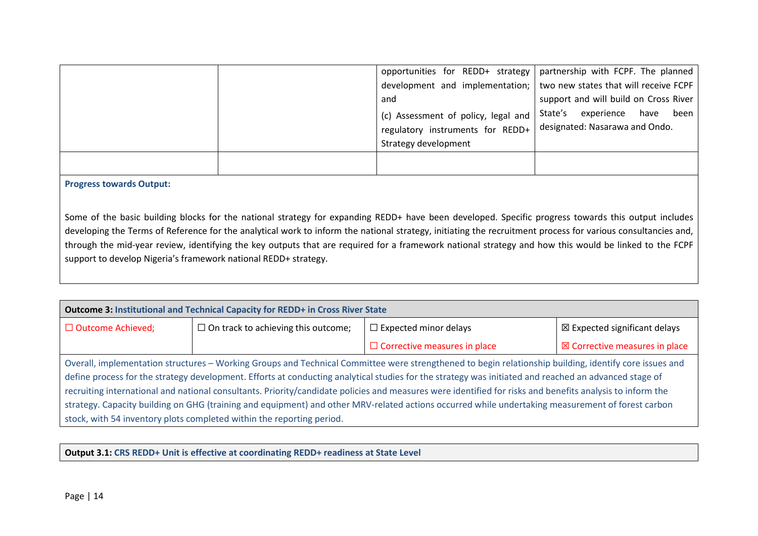|  |  | opportunities for REDD+ strategy development and implementation; and<br>(c) Assessment of policy, legal and regulatory instruments for REDD+ Strategy development | partnership with FCPF. The planned two new states that will receive FCPF support and will build on Cross River State's experience have been designated: Nasarawa and Ondo. |
|---|---|---|---|
|  |  |  |  |

**Progress towards Output:**

Some of the basic building blocks for the national strategy for expanding REDD+ have been developed. Specific progress towards this output includes developing the Terms of Reference for the analytical work to inform the national strategy, initiating the recruitment process for various consultancies and, through the mid-year review, identifying the key outputs that are required for a framework national strategy and how this would be linked to the FCPF support to develop Nigeria's framework national REDD+ strategy.

| **Outcome 3: Institutional and Technical Capacity for REDD+ in Cross River State** | | | |
|---|---|---|---|
| ☐ Outcome Achieved; | ☐ On track to achieving this outcome; | ☐ Expected minor delays | ☒ Expected significant delays |
|  |  | ☐ Corrective measures in place | ☒ Corrective measures in place |

Overall, implementation structures – Working Groups and Technical Committee were strengthened to begin relationship building, identify core issues and define process for the strategy development. Efforts at conducting analytical studies for the strategy was initiated and reached an advanced stage of recruiting international and national consultants. Priority/candidate policies and measures were identified for risks and benefits analysis to inform the strategy. Capacity building on GHG (training and equipment) and other MRV-related actions occurred while undertaking measurement of forest carbon stock, with 54 inventory plots completed within the reporting period.

**Output 3.1: CRS REDD+ Unit is effective at coordinating REDD+ readiness at State Level**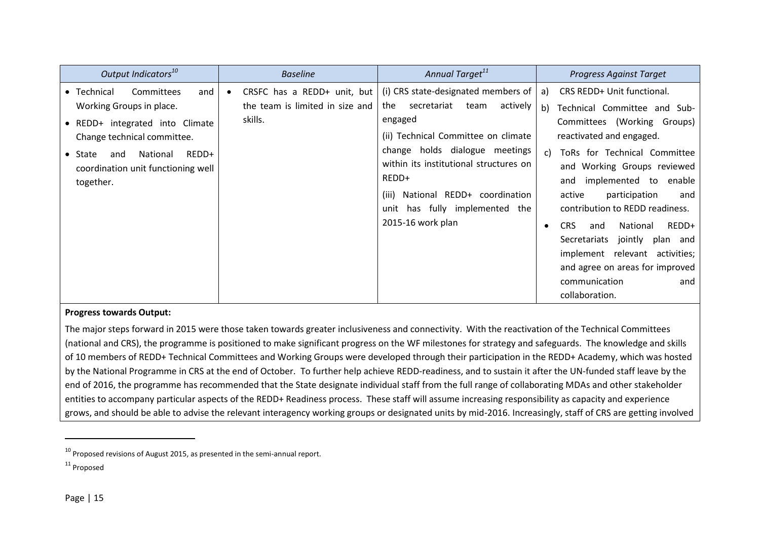| *Output Indicators*[10] | *Baseline* | *Annual Target*[11] | *Progress Against Target* |
| --- | --- | --- | --- |
| • Technical Committees and Working Groups in place.<br>• REDD+ integrated into Climate Change technical committee.<br>• State and National REDD+ coordination unit functioning well together. | • CRSFC has a REDD+ unit, but the team is limited in size and skills. | (i) CRS state-designated members of the secretariat team actively engaged<br>(ii) Technical Committee on climate change holds dialogue meetings within its institutional structures on REDD+<br>(iii) National REDD+ coordination unit has fully implemented the 2015-16 work plan | a) CRS REDD+ Unit functional.<br>b) Technical Committee and Sub-Committees (Working Groups) reactivated and engaged.<br>c) ToRs for Technical Committee and Working Groups reviewed and implemented to enable active participation and contribution to REDD readiness.<br>• CRS and National REDD+ Secretariats jointly plan and implement relevant activities; and agree on areas for improved communication and collaboration. |

**Progress towards Output:**

The major steps forward in 2015 were those taken towards greater inclusiveness and connectivity. With the reactivation of the Technical Committees (national and CRS), the programme is positioned to make significant progress on the WF milestones for strategy and safeguards. The knowledge and skills of 10 members of REDD+ Technical Committees and Working Groups were developed through their participation in the REDD+ Academy, which was hosted by the National Programme in CRS at the end of October. To further help achieve REDD-readiness, and to sustain it after the UN-funded staff leave by the end of 2016, the programme has recommended that the State designate individual staff from the full range of collaborating MDAs and other stakeholder entities to accompany particular aspects of the REDD+ Readiness process. These staff will assume increasing responsibility as capacity and experience grows, and should be able to advise the relevant interagency working groups or designated units by mid-2016. Increasingly, staff of CRS are getting involved

[10] Proposed revisions of August 2015, as presented in the semi-annual report.

[11] Proposed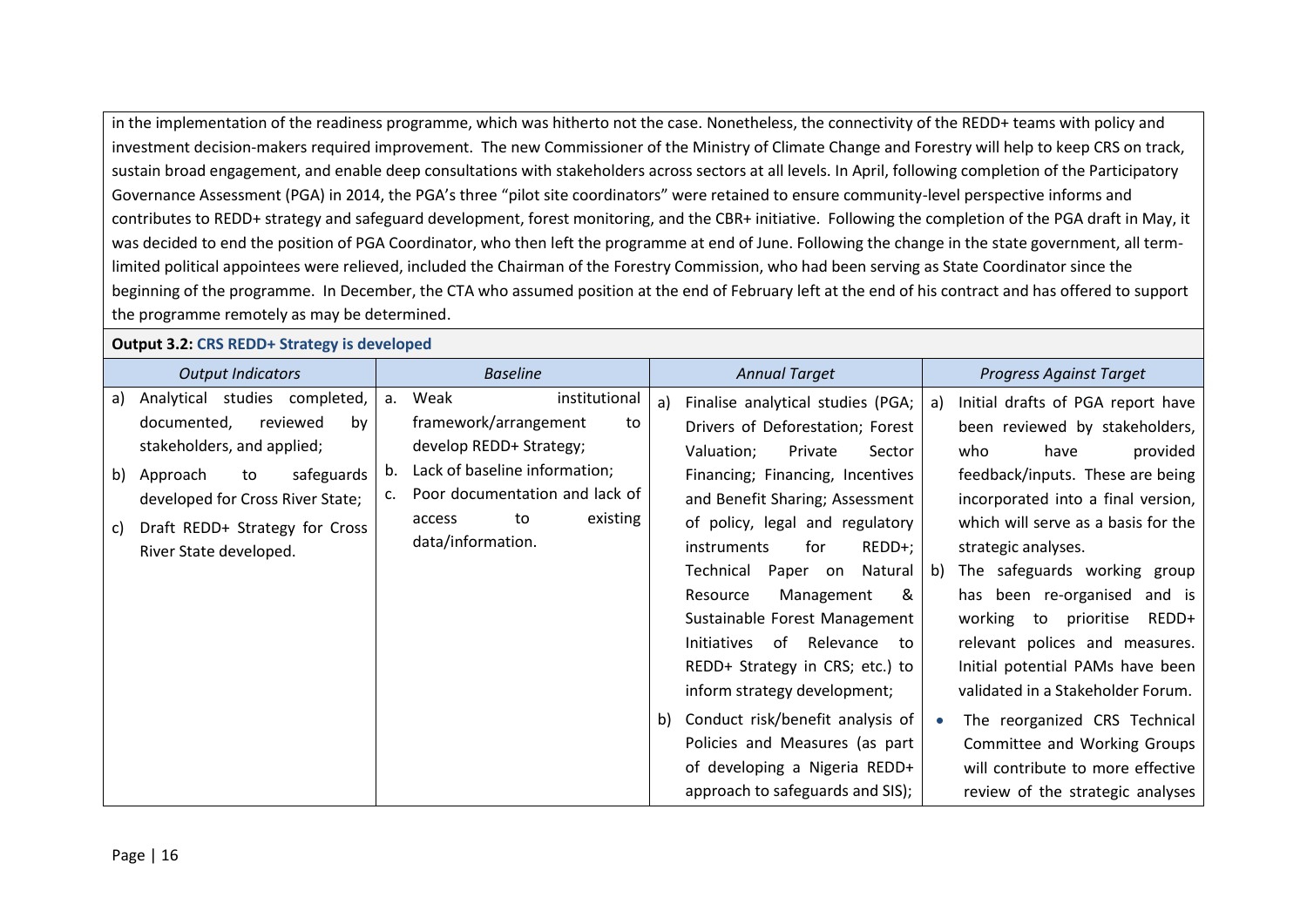in the implementation of the readiness programme, which was hitherto not the case. Nonetheless, the connectivity of the REDD+ teams with policy and investment decision-makers required improvement. The new Commissioner of the Ministry of Climate Change and Forestry will help to keep CRS on track, sustain broad engagement, and enable deep consultations with stakeholders across sectors at all levels. In April, following completion of the Participatory Governance Assessment (PGA) in 2014, the PGA's three "pilot site coordinators" were retained to ensure community-level perspective informs and contributes to REDD+ strategy and safeguard development, forest monitoring, and the CBR+ initiative. Following the completion of the PGA draft in May, it was decided to end the position of PGA Coordinator, who then left the programme at end of June. Following the change in the state government, all term-limited political appointees were relieved, included the Chairman of the Forestry Commission, who had been serving as State Coordinator since the beginning of the programme. In December, the CTA who assumed position at the end of February left at the end of his contract and has offered to support the programme remotely as may be determined.

**Output 3.2: CRS REDD+ Strategy is developed**

| *Output Indicators* | *Baseline* | *Annual Target* | *Progress Against Target* |
|---|---|---|---|
| a) Analytical studies completed, documented, reviewed by stakeholders, and applied;<br>b) Approach to safeguards developed for Cross River State;<br>c) Draft REDD+ Strategy for Cross River State developed. | a. Weak institutional framework/arrangement to develop REDD+ Strategy;<br>b. Lack of baseline information;<br>c. Poor documentation and lack of access to existing data/information. | a) Finalise analytical studies (PGA; Drivers of Deforestation; Forest Valuation; Private Sector Financing; Financing, Incentives and Benefit Sharing; Assessment of policy, legal and regulatory instruments for REDD+; Technical Paper on Natural Resource Management & Sustainable Forest Management Initiatives of Relevance to REDD+ Strategy in CRS; etc.) to inform strategy development;<br>b) Conduct risk/benefit analysis of Policies and Measures (as part of developing a Nigeria REDD+ approach to safeguards and SIS); | a) Initial drafts of PGA report have been reviewed by stakeholders, who have provided feedback/inputs. These are being incorporated into a final version, which will serve as a basis for the strategic analyses.<br>b) The safeguards working group has been re-organised and is working to prioritise REDD+ relevant polices and measures. Initial potential PAMs have been validated in a Stakeholder Forum.<br>• The reorganized CRS Technical Committee and Working Groups will contribute to more effective review of the strategic analyses |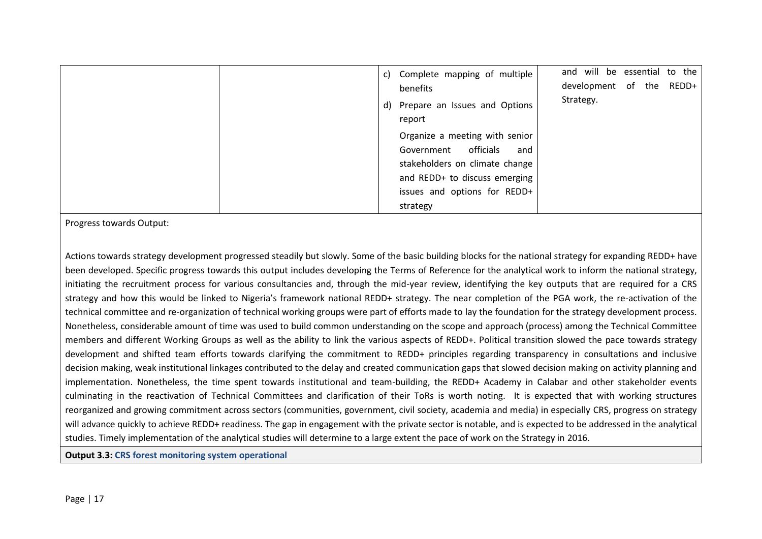| | | c) Complete mapping of multiple benefits<br>d) Prepare an Issues and Options report<br>Organize a meeting with senior Government officials and stakeholders on climate change and REDD+ to discuss emerging issues and options for REDD+ strategy | and will be essential to the development of the REDD+ Strategy. |
|---|---|---|---|

Progress towards Output:

Actions towards strategy development progressed steadily but slowly. Some of the basic building blocks for the national strategy for expanding REDD+ have been developed. Specific progress towards this output includes developing the Terms of Reference for the analytical work to inform the national strategy, initiating the recruitment process for various consultancies and, through the mid-year review, identifying the key outputs that are required for a CRS strategy and how this would be linked to Nigeria's framework national REDD+ strategy. The near completion of the PGA work, the re-activation of the technical committee and re-organization of technical working groups were part of efforts made to lay the foundation for the strategy development process. Nonetheless, considerable amount of time was used to build common understanding on the scope and approach (process) among the Technical Committee members and different Working Groups as well as the ability to link the various aspects of REDD+. Political transition slowed the pace towards strategy development and shifted team efforts towards clarifying the commitment to REDD+ principles regarding transparency in consultations and inclusive decision making, weak institutional linkages contributed to the delay and created communication gaps that slowed decision making on activity planning and implementation. Nonetheless, the time spent towards institutional and team-building, the REDD+ Academy in Calabar and other stakeholder events culminating in the reactivation of Technical Committees and clarification of their ToRs is worth noting. It is expected that with working structures reorganized and growing commitment across sectors (communities, government, civil society, academia and media) in especially CRS, progress on strategy will advance quickly to achieve REDD+ readiness. The gap in engagement with the private sector is notable, and is expected to be addressed in the analytical studies. Timely implementation of the analytical studies will determine to a large extent the pace of work on the Strategy in 2016.

**Output 3.3: CRS forest monitoring system operational**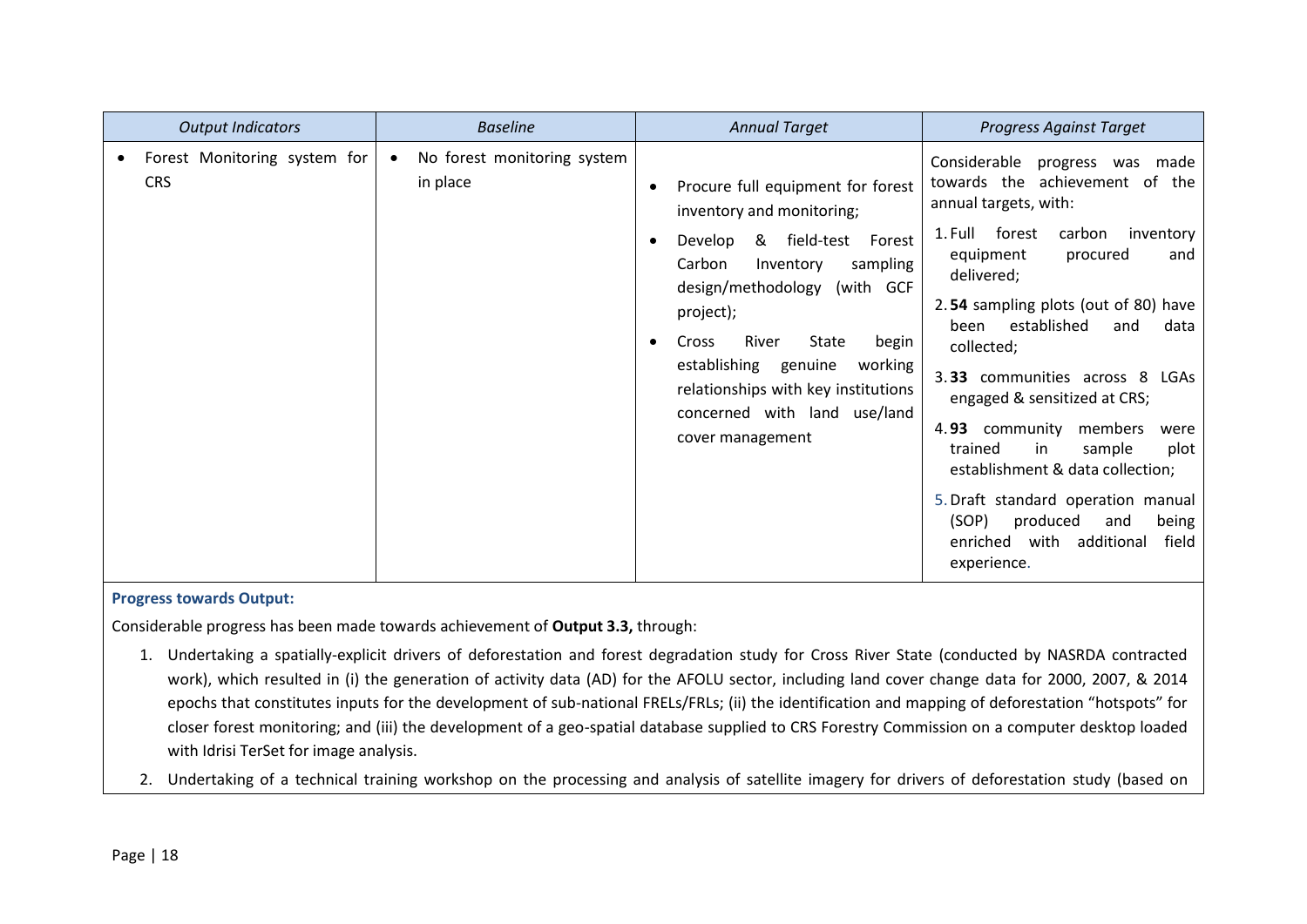| *Output Indicators* | *Baseline* | *Annual Target* | *Progress Against Target* |
|---|---|---|---|
| • Forest Monitoring system for CRS | • No forest monitoring system in place | • Procure full equipment for forest inventory and monitoring; • Develop & field-test Forest Carbon Inventory sampling design/methodology (with GCF project); • Cross River State begin establishing genuine working relationships with key institutions concerned with land use/land cover management | Considerable progress was made towards the achievement of the annual targets, with: 1. Full forest carbon inventory equipment procured and delivered; 2. **54** sampling plots (out of 80) have been established and data collected; 3. **33** communities across 8 LGAs engaged & sensitized at CRS; 4. **93** community members were trained in sample plot establishment & data collection; 5. Draft standard operation manual (SOP) produced and being enriched with additional field experience. |

**Progress towards Output:**

Considerable progress has been made towards achievement of **Output 3.3,** through:

1. Undertaking a spatially-explicit drivers of deforestation and forest degradation study for Cross River State (conducted by NASRDA contracted work), which resulted in (i) the generation of activity data (AD) for the AFOLU sector, including land cover change data for 2000, 2007, & 2014 epochs that constitutes inputs for the development of sub-national FRELs/FRLs; (ii) the identification and mapping of deforestation "hotspots" for closer forest monitoring; and (iii) the development of a geo-spatial database supplied to CRS Forestry Commission on a computer desktop loaded with Idrisi TerSet for image analysis.
2. Undertaking of a technical training workshop on the processing and analysis of satellite imagery for drivers of deforestation study (based on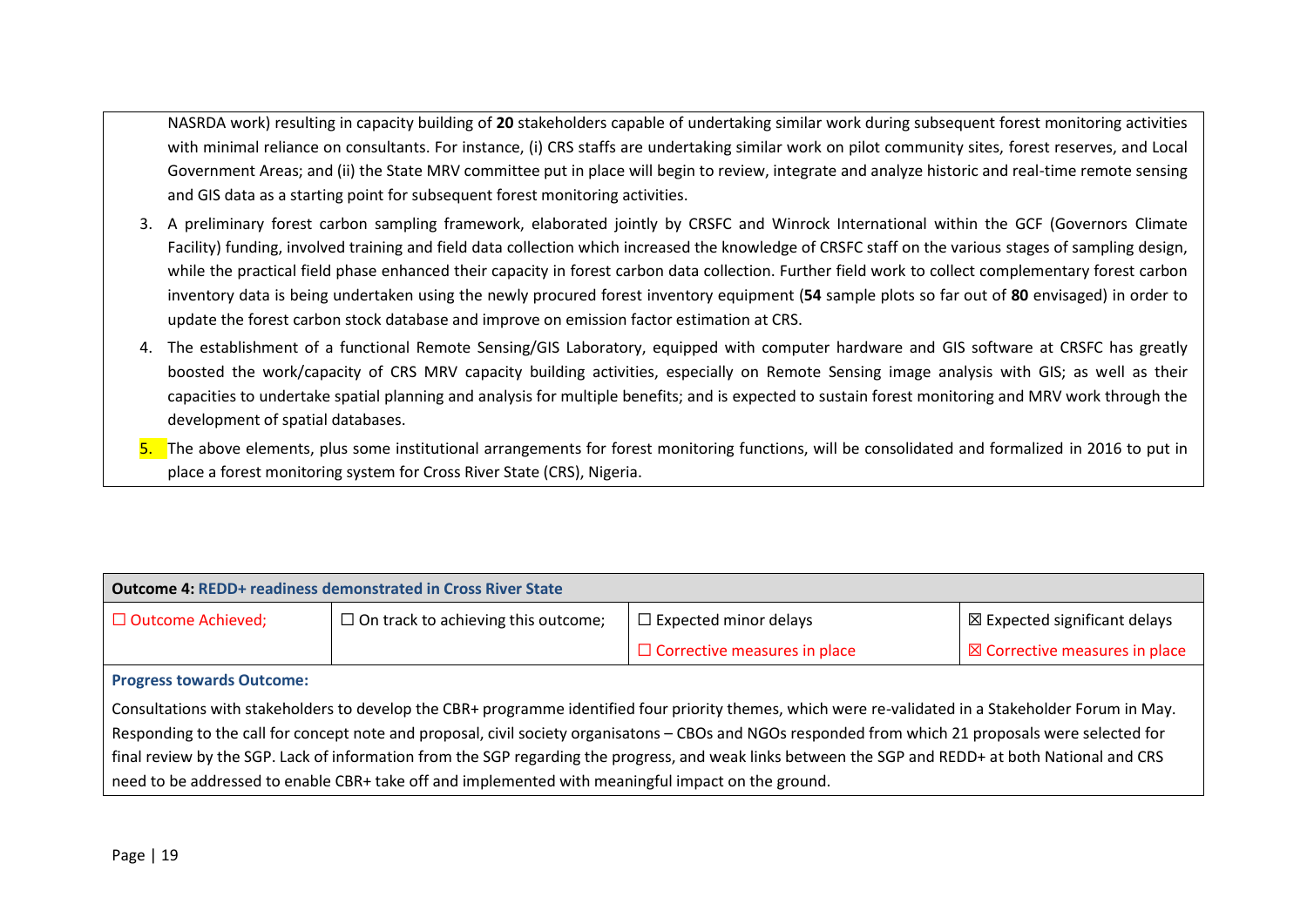NASRDA work) resulting in capacity building of **20** stakeholders capable of undertaking similar work during subsequent forest monitoring activities with minimal reliance on consultants. For instance, (i) CRS staffs are undertaking similar work on pilot community sites, forest reserves, and Local Government Areas; and (ii) the State MRV committee put in place will begin to review, integrate and analyze historic and real-time remote sensing and GIS data as a starting point for subsequent forest monitoring activities.

3. A preliminary forest carbon sampling framework, elaborated jointly by CRSFC and Winrock International within the GCF (Governors Climate Facility) funding, involved training and field data collection which increased the knowledge of CRSFC staff on the various stages of sampling design, while the practical field phase enhanced their capacity in forest carbon data collection. Further field work to collect complementary forest carbon inventory data is being undertaken using the newly procured forest inventory equipment (**54** sample plots so far out of **80** envisaged) in order to update the forest carbon stock database and improve on emission factor estimation at CRS.
4. The establishment of a functional Remote Sensing/GIS Laboratory, equipped with computer hardware and GIS software at CRSFC has greatly boosted the work/capacity of CRS MRV capacity building activities, especially on Remote Sensing image analysis with GIS; as well as their capacities to undertake spatial planning and analysis for multiple benefits; and is expected to sustain forest monitoring and MRV work through the development of spatial databases.
5. The above elements, plus some institutional arrangements for forest monitoring functions, will be consolidated and formalized in 2016 to put in place a forest monitoring system for Cross River State (CRS), Nigeria.

| **Outcome 4: REDD+ readiness demonstrated in Cross River State** | | | |
|---|---|---|---|
| ☐ Outcome Achieved; | ☐ On track to achieving this outcome; | ☐ Expected minor delays<br>☐ Corrective measures in place | ☒ Expected significant delays<br>☒ Corrective measures in place |

**Progress towards Outcome:**

Consultations with stakeholders to develop the CBR+ programme identified four priority themes, which were re-validated in a Stakeholder Forum in May. Responding to the call for concept note and proposal, civil society organisatons – CBOs and NGOs responded from which 21 proposals were selected for final review by the SGP. Lack of information from the SGP regarding the progress, and weak links between the SGP and REDD+ at both National and CRS need to be addressed to enable CBR+ take off and implemented with meaningful impact on the ground.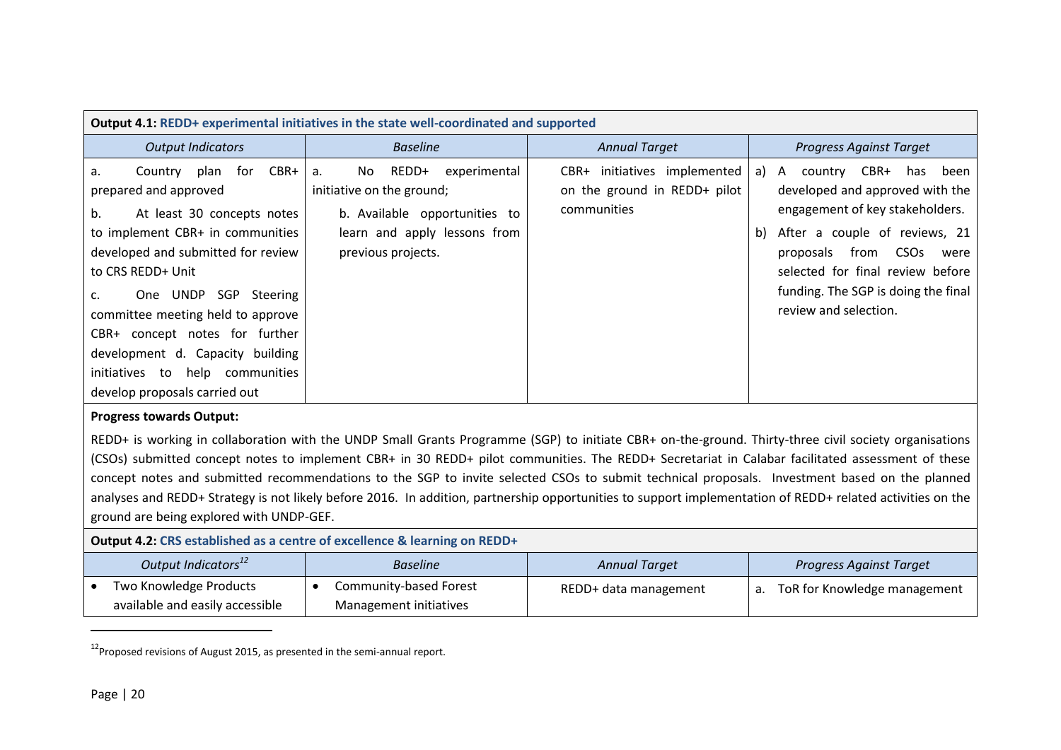**Output 4.1: REDD+ experimental initiatives in the state well-coordinated and supported**

| *Output Indicators* | *Baseline* | *Annual Target* | *Progress Against Target* |
|---|---|---|---|
| a. Country plan for CBR+ prepared and approved<br>b. At least 30 concepts notes to implement CBR+ in communities developed and submitted for review to CRS REDD+ Unit<br>c. One UNDP SGP Steering committee meeting held to approve CBR+ concept notes for further development d. Capacity building initiatives to help communities develop proposals carried out | a. No REDD+ experimental initiative on the ground;<br>b. Available opportunities to learn and apply lessons from previous projects. | CBR+ initiatives implemented on the ground in REDD+ pilot communities | a) A country CBR+ has been developed and approved with the engagement of key stakeholders.<br>b) After a couple of reviews, 21 proposals from CSOs were selected for final review before funding. The SGP is doing the final review and selection. |

**Progress towards Output:**

REDD+ is working in collaboration with the UNDP Small Grants Programme (SGP) to initiate CBR+ on-the-ground. Thirty-three civil society organisations (CSOs) submitted concept notes to implement CBR+ in 30 REDD+ pilot communities. The REDD+ Secretariat in Calabar facilitated assessment of these concept notes and submitted recommendations to the SGP to invite selected CSOs to submit technical proposals. Investment based on the planned analyses and REDD+ Strategy is not likely before 2016. In addition, partnership opportunities to support implementation of REDD+ related activities on the ground are being explored with UNDP-GEF.

**Output 4.2: CRS established as a centre of excellence & learning on REDD+**

| *Output Indicators*[12] | *Baseline* | *Annual Target* | *Progress Against Target* |
|---|---|---|---|
| • Two Knowledge Products available and easily accessible | • Community-based Forest Management initiatives | REDD+ data management | a. ToR for Knowledge management |

[12] Proposed revisions of August 2015, as presented in the semi-annual report.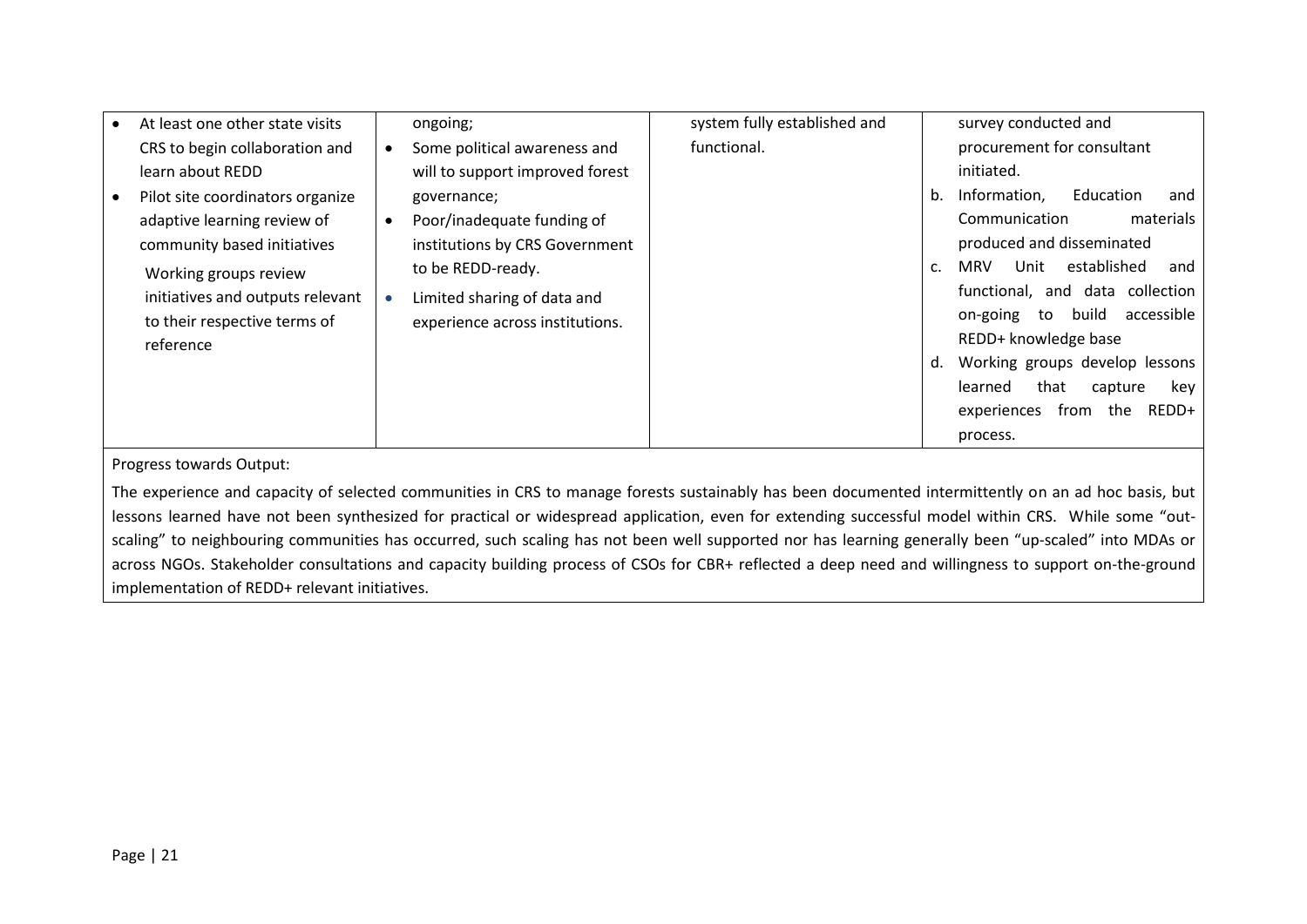| | | | |
|---|---|---|---|
| • At least one other state visits CRS to begin collaboration and learn about REDD<br>• Pilot site coordinators organize adaptive learning review of community based initiatives<br>Working groups review initiatives and outputs relevant to their respective terms of reference | ongoing;<br>• Some political awareness and will to support improved forest governance;<br>• Poor/inadequate funding of institutions by CRS Government to be REDD-ready.<br>• Limited sharing of data and experience across institutions. | system fully established and functional. | survey conducted and procurement for consultant initiated.<br>b. Information, Education and Communication materials produced and disseminated<br>c. MRV Unit established and functional, and data collection on-going to build accessible REDD+ knowledge base<br>d. Working groups develop lessons learned that capture key experiences from the REDD+ process. |

Progress towards Output:

The experience and capacity of selected communities in CRS to manage forests sustainably has been documented intermittently on an ad hoc basis, but lessons learned have not been synthesized for practical or widespread application, even for extending successful model within CRS. While some "out-scaling" to neighbouring communities has occurred, such scaling has not been well supported nor has learning generally been "up-scaled" into MDAs or across NGOs. Stakeholder consultations and capacity building process of CSOs for CBR+ reflected a deep need and willingness to support on-the-ground implementation of REDD+ relevant initiatives.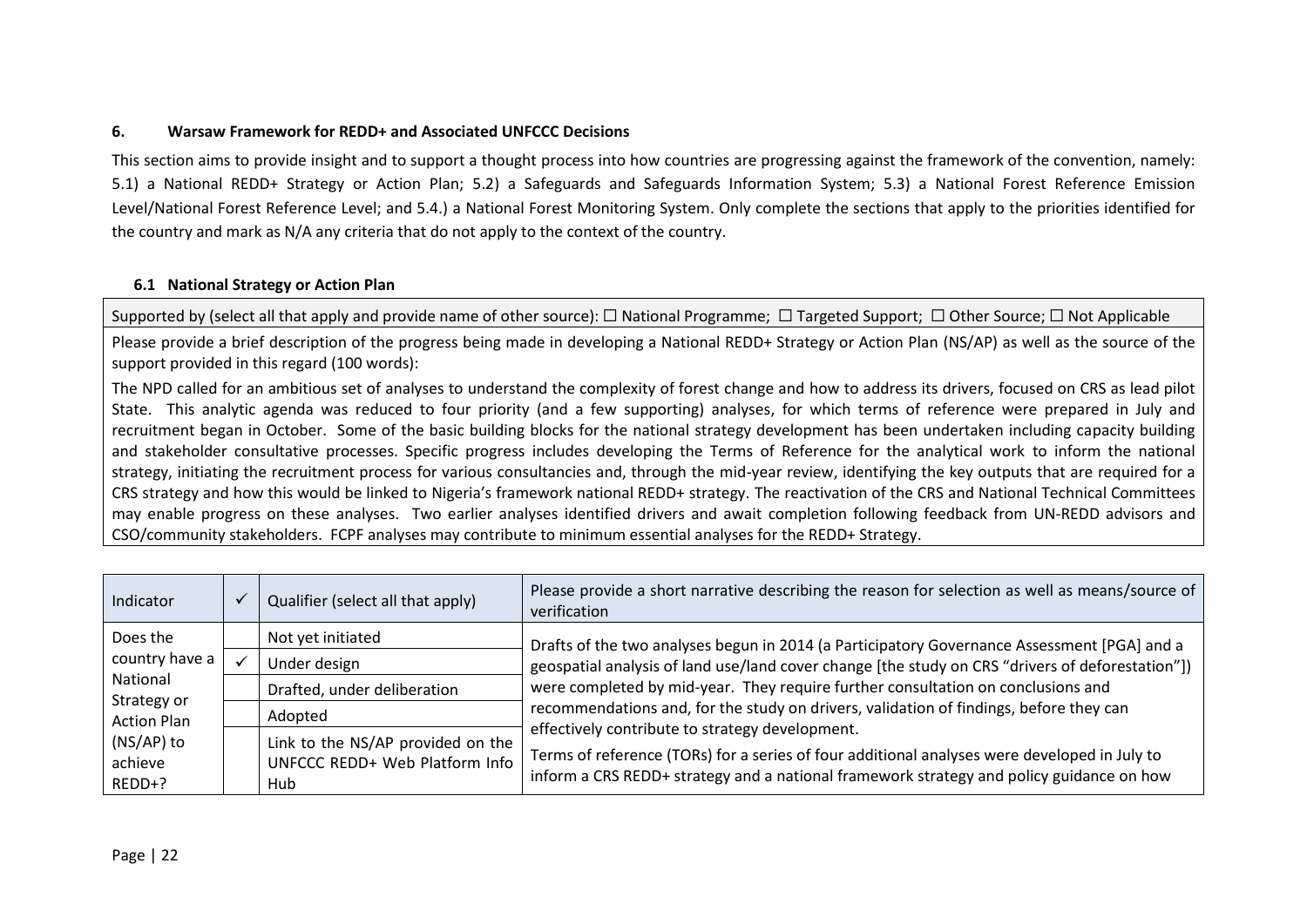### 6. Warsaw Framework for REDD+ and Associated UNFCCC Decisions

This section aims to provide insight and to support a thought process into how countries are progressing against the framework of the convention, namely: 5.1) a National REDD+ Strategy or Action Plan; 5.2) a Safeguards and Safeguards Information System; 5.3) a National Forest Reference Emission Level/National Forest Reference Level; and 5.4.) a National Forest Monitoring System. Only complete the sections that apply to the priorities identified for the country and mark as N/A any criteria that do not apply to the context of the country.

#### 6.1 National Strategy or Action Plan

| Supported by (select all that apply and provide name of other source): ☐ National Programme; ☐ Targeted Support; ☐ Other Source; ☐ Not Applicable |
|---|
| Please provide a brief description of the progress being made in developing a National REDD+ Strategy or Action Plan (NS/AP) as well as the source of the support provided in this regard (100 words): |
| The NPD called for an ambitious set of analyses to understand the complexity of forest change and how to address its drivers, focused on CRS as lead pilot State. This analytic agenda was reduced to four priority (and a few supporting) analyses, for which terms of reference were prepared in July and recruitment began in October. Some of the basic building blocks for the national strategy development has been undertaken including capacity building and stakeholder consultative processes. Specific progress includes developing the Terms of Reference for the analytical work to inform the national strategy, initiating the recruitment process for various consultancies and, through the mid-year review, identifying the key outputs that are required for a CRS strategy and how this would be linked to Nigeria's framework national REDD+ strategy. The reactivation of the CRS and National Technical Committees may enable progress on these analyses. Two earlier analyses identified drivers and await completion following feedback from UN-REDD advisors and CSO/community stakeholders. FCPF analyses may contribute to minimum essential analyses for the REDD+ Strategy. |

| Indicator | ✓ | Qualifier (select all that apply) | Please provide a short narrative describing the reason for selection as well as means/source of verification |
|---|---|---|---|
| Does the country have a National Strategy or Action Plan (NS/AP) to achieve REDD+? | | Not yet initiated | Drafts of the two analyses begun in 2014 (a Participatory Governance Assessment [PGA] and a geospatial analysis of land use/land cover change [the study on CRS "drivers of deforestation"]) were completed by mid-year. They require further consultation on conclusions and recommendations and, for the study on drivers, validation of findings, before they can effectively contribute to strategy development.<br><br>Terms of reference (TORs) for a series of four additional analyses were developed in July to inform a CRS REDD+ strategy and a national framework strategy and policy guidance on how |
| | ✓ | Under design | |
| | | Drafted, under deliberation | |
| | | Adopted | |
| | | Link to the NS/AP provided on the UNFCCC REDD+ Web Platform Info Hub | |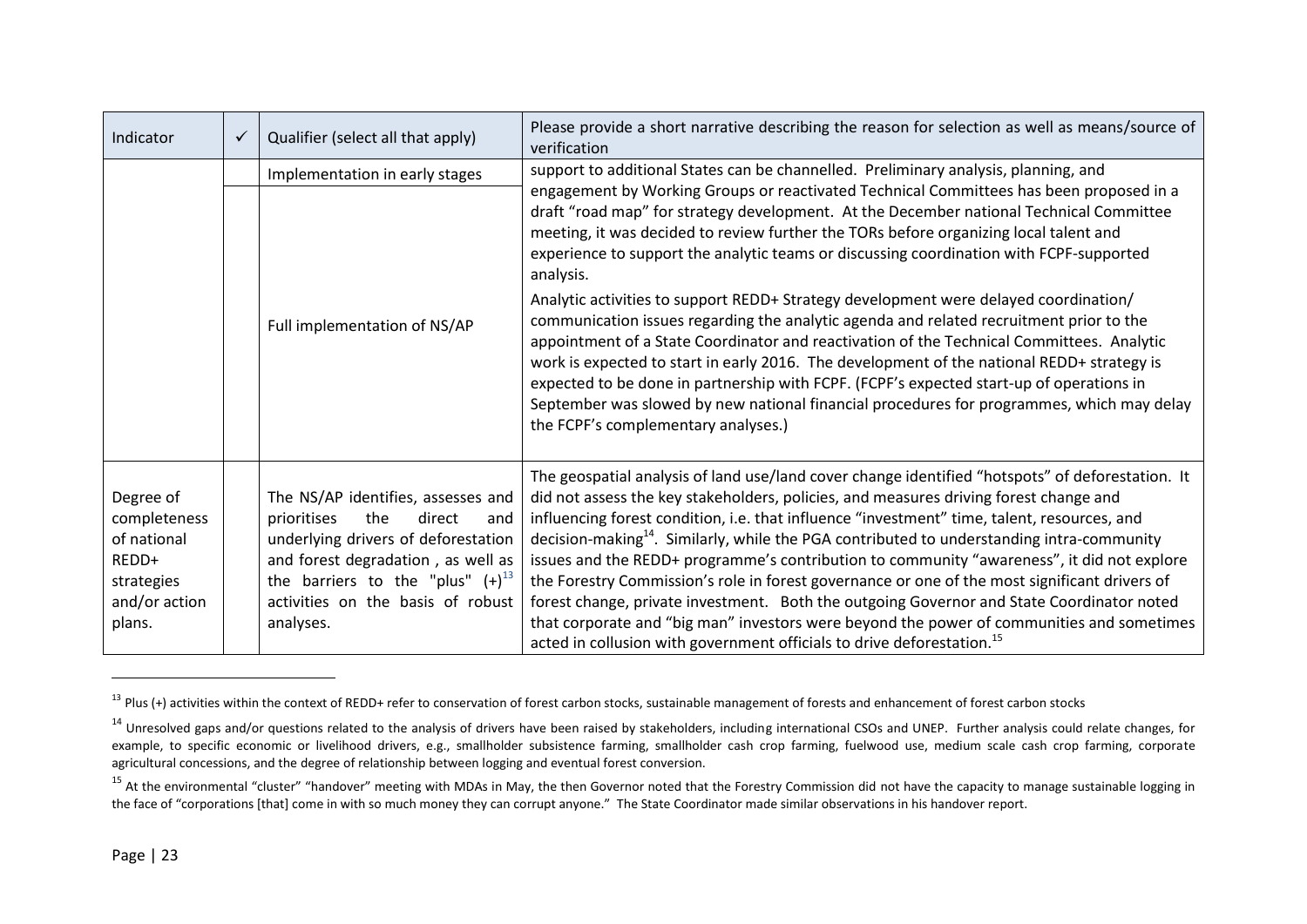| Indicator | ✓ | Qualifier (select all that apply) | Please provide a short narrative describing the reason for selection as well as means/source of verification |
|---|---|---|---|
| | | Implementation in early stages | support to additional States can be channelled. Preliminary analysis, planning, and engagement by Working Groups or reactivated Technical Committees has been proposed in a draft "road map" for strategy development. At the December national Technical Committee meeting, it was decided to review further the TORs before organizing local talent and experience to support the analytic teams or discussing coordination with FCPF-supported analysis.<br><br>Analytic activities to support REDD+ Strategy development were delayed coordination/ communication issues regarding the analytic agenda and related recruitment prior to the appointment of a State Coordinator and reactivation of the Technical Committees. Analytic work is expected to start in early 2016. The development of the national REDD+ strategy is expected to be done in partnership with FCPF. (FCPF's expected start-up of operations in September was slowed by new national financial procedures for programmes, which may delay the FCPF's complementary analyses.) |
| | | Full implementation of NS/AP | |
| Degree of completeness of national REDD+ strategies and/or action plans. | | The NS/AP identifies, assesses and prioritises the direct and underlying drivers of deforestation and forest degradation , as well as the barriers to the "plus" (+)[13] activities on the basis of robust analyses. | The geospatial analysis of land use/land cover change identified "hotspots" of deforestation. It did not assess the key stakeholders, policies, and measures driving forest change and influencing forest condition, i.e. that influence "investment" time, talent, resources, and decision-making[14]. Similarly, while the PGA contributed to understanding intra-community issues and the REDD+ programme's contribution to community "awareness", it did not explore the Forestry Commission's role in forest governance or one of the most significant drivers of forest change, private investment. Both the outgoing Governor and State Coordinator noted that corporate and "big man" investors were beyond the power of communities and sometimes acted in collusion with government officials to drive deforestation.[15] |

[13] Plus (+) activities within the context of REDD+ refer to conservation of forest carbon stocks, sustainable management of forests and enhancement of forest carbon stocks

[14] Unresolved gaps and/or questions related to the analysis of drivers have been raised by stakeholders, including international CSOs and UNEP. Further analysis could relate changes, for example, to specific economic or livelihood drivers, e.g., smallholder subsistence farming, smallholder cash crop farming, fuelwood use, medium scale cash crop farming, corporate agricultural concessions, and the degree of relationship between logging and eventual forest conversion.

[15] At the environmental "cluster" "handover" meeting with MDAs in May, the then Governor noted that the Forestry Commission did not have the capacity to manage sustainable logging in the face of "corporations [that] come in with so much money they can corrupt anyone." The State Coordinator made similar observations in his handover report.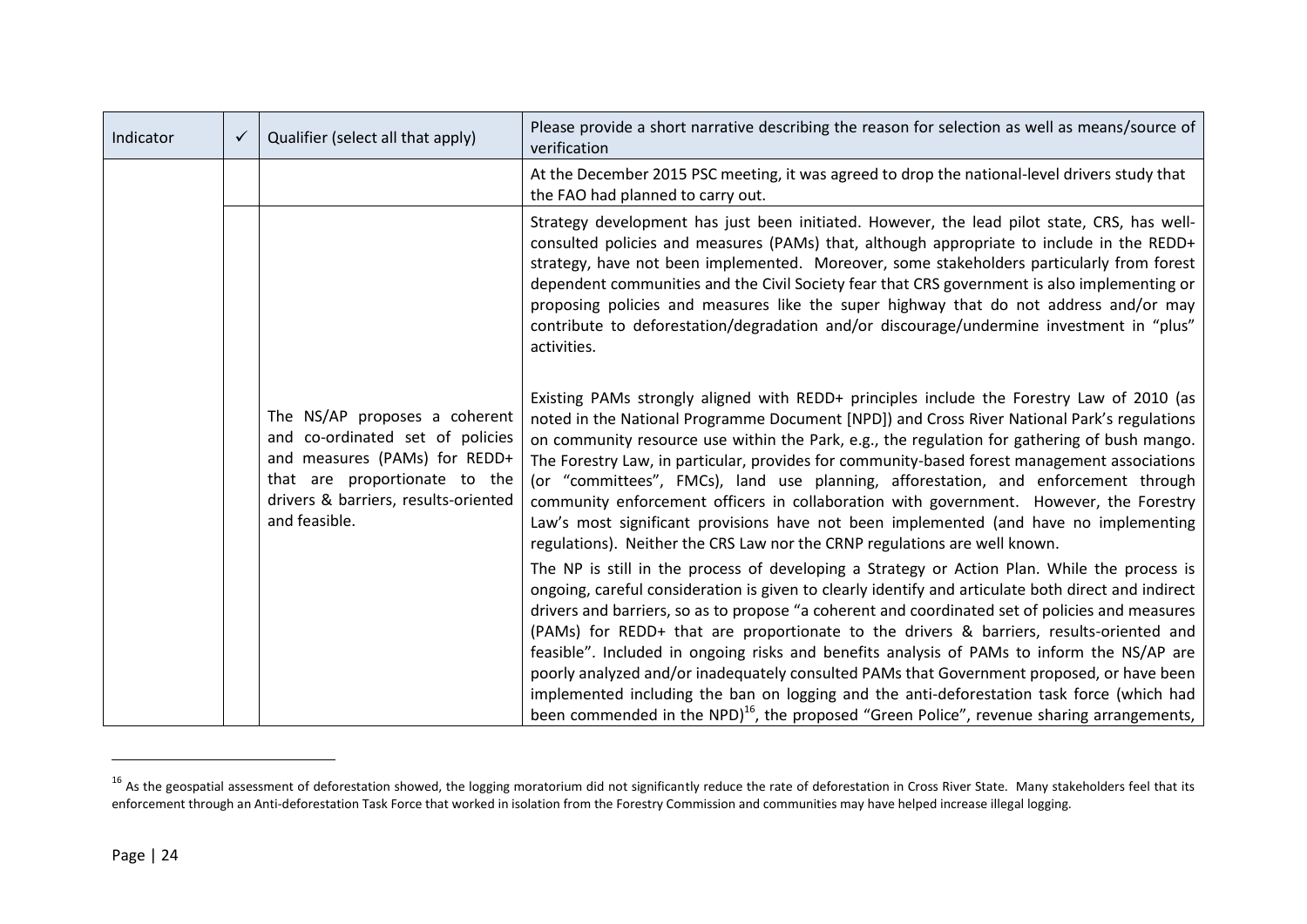| Indicator | ✓ | Qualifier (select all that apply) | Please provide a short narrative describing the reason for selection as well as means/source of verification |
|---|---|---|---|
| | | | At the December 2015 PSC meeting, it was agreed to drop the national-level drivers study that the FAO had planned to carry out. |
| | | The NS/AP proposes a coherent and co-ordinated set of policies and measures (PAMs) for REDD+ that are proportionate to the drivers & barriers, results-oriented and feasible. | Strategy development has just been initiated. However, the lead pilot state, CRS, has well-consulted policies and measures (PAMs) that, although appropriate to include in the REDD+ strategy, have not been implemented. Moreover, some stakeholders particularly from forest dependent communities and the Civil Society fear that CRS government is also implementing or proposing policies and measures like the super highway that do not address and/or may contribute to deforestation/degradation and/or discourage/undermine investment in "plus" activities.<br><br>Existing PAMs strongly aligned with REDD+ principles include the Forestry Law of 2010 (as noted in the National Programme Document [NPD]) and Cross River National Park's regulations on community resource use within the Park, e.g., the regulation for gathering of bush mango. The Forestry Law, in particular, provides for community-based forest management associations (or "committees", FMCs), land use planning, afforestation, and enforcement through community enforcement officers in collaboration with government. However, the Forestry Law's most significant provisions have not been implemented (and have no implementing regulations). Neither the CRS Law nor the CRNP regulations are well known.<br><br>The NP is still in the process of developing a Strategy or Action Plan. While the process is ongoing, careful consideration is given to clearly identify and articulate both direct and indirect drivers and barriers, so as to propose "a coherent and coordinated set of policies and measures (PAMs) for REDD+ that are proportionate to the drivers & barriers, results-oriented and feasible". Included in ongoing risks and benefits analysis of PAMs to inform the NS/AP are poorly analyzed and/or inadequately consulted PAMs that Government proposed, or have been implemented including the ban on logging and the anti-deforestation task force (which had been commended in the NPD)[16], the proposed "Green Police", revenue sharing arrangements, |

[16] As the geospatial assessment of deforestation showed, the logging moratorium did not significantly reduce the rate of deforestation in Cross River State. Many stakeholders feel that its enforcement through an Anti-deforestation Task Force that worked in isolation from the Forestry Commission and communities may have helped increase illegal logging.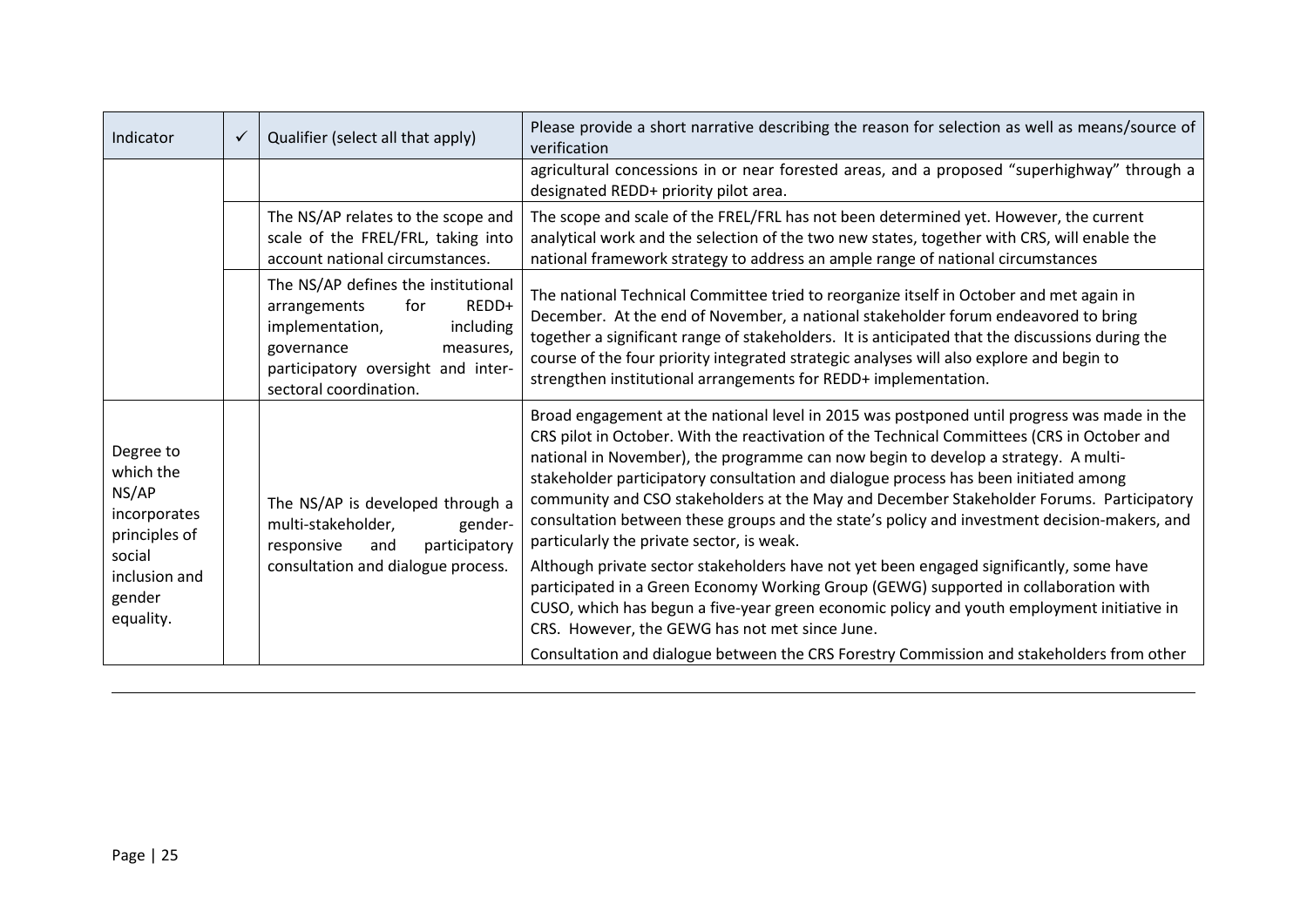| Indicator | ✓ | Qualifier (select all that apply) | Please provide a short narrative describing the reason for selection as well as means/source of verification |
| --- | --- | --- | --- |
| | | | agricultural concessions in or near forested areas, and a proposed "superhighway" through a designated REDD+ priority pilot area. |
| | | The NS/AP relates to the scope and scale of the FREL/FRL, taking into account national circumstances. | The scope and scale of the FREL/FRL has not been determined yet. However, the current analytical work and the selection of the two new states, together with CRS, will enable the national framework strategy to address an ample range of national circumstances |
| | | The NS/AP defines the institutional arrangements for REDD+ implementation, including governance measures, participatory oversight and inter-sectoral coordination. | The national Technical Committee tried to reorganize itself in October and met again in December. At the end of November, a national stakeholder forum endeavored to bring together a significant range of stakeholders. It is anticipated that the discussions during the course of the four priority integrated strategic analyses will also explore and begin to strengthen institutional arrangements for REDD+ implementation. |
| Degree to which the NS/AP incorporates principles of social inclusion and gender equality. | | The NS/AP is developed through a multi-stakeholder, gender-responsive and participatory consultation and dialogue process. | Broad engagement at the national level in 2015 was postponed until progress was made in the CRS pilot in October. With the reactivation of the Technical Committees (CRS in October and national in November), the programme can now begin to develop a strategy. A multi-stakeholder participatory consultation and dialogue process has been initiated among community and CSO stakeholders at the May and December Stakeholder Forums. Participatory consultation between these groups and the state's policy and investment decision-makers, and particularly the private sector, is weak.<br><br>Although private sector stakeholders have not yet been engaged significantly, some have participated in a Green Economy Working Group (GEWG) supported in collaboration with CUSO, which has begun a five-year green economic policy and youth employment initiative in CRS. However, the GEWG has not met since June.<br><br>Consultation and dialogue between the CRS Forestry Commission and stakeholders from other |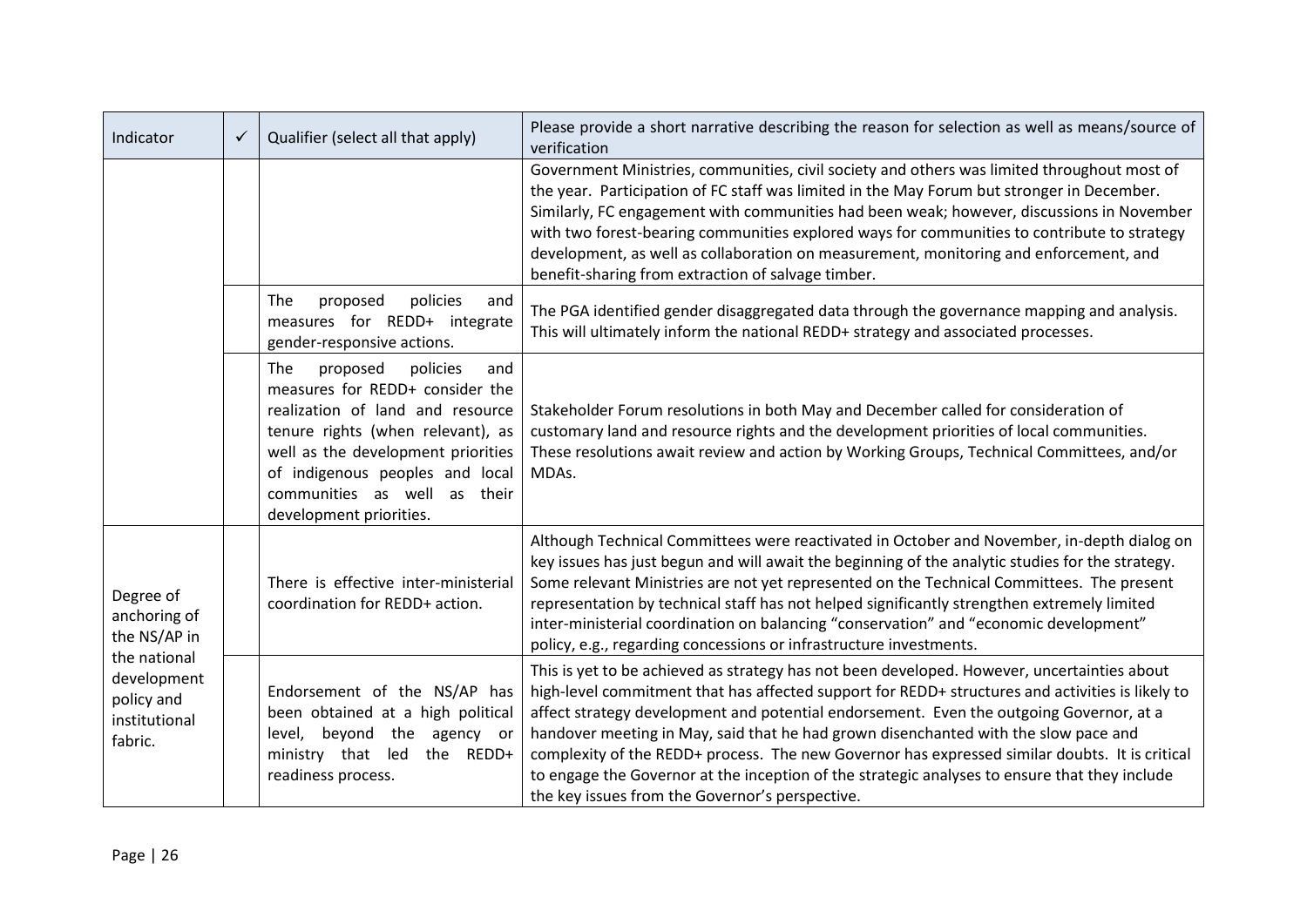| Indicator | ✓ | Qualifier (select all that apply) | Please provide a short narrative describing the reason for selection as well as means/source of verification |
|---|---|---|---|
| | | | Government Ministries, communities, civil society and others was limited throughout most of the year. Participation of FC staff was limited in the May Forum but stronger in December. Similarly, FC engagement with communities had been weak; however, discussions in November with two forest-bearing communities explored ways for communities to contribute to strategy development, as well as collaboration on measurement, monitoring and enforcement, and benefit-sharing from extraction of salvage timber. |
| | | The proposed policies and measures for REDD+ integrate gender-responsive actions. | The PGA identified gender disaggregated data through the governance mapping and analysis. This will ultimately inform the national REDD+ strategy and associated processes. |
| | | The proposed policies and measures for REDD+ consider the realization of land and resource tenure rights (when relevant), as well as the development priorities of indigenous peoples and local communities as well as their development priorities. | Stakeholder Forum resolutions in both May and December called for consideration of customary land and resource rights and the development priorities of local communities. These resolutions await review and action by Working Groups, Technical Committees, and/or MDAs. |
| Degree of anchoring of the NS/AP in the national development policy and institutional fabric. | | There is effective inter-ministerial coordination for REDD+ action. | Although Technical Committees were reactivated in October and November, in-depth dialog on key issues has just begun and will await the beginning of the analytic studies for the strategy. Some relevant Ministries are not yet represented on the Technical Committees. The present representation by technical staff has not helped significantly strengthen extremely limited inter-ministerial coordination on balancing "conservation" and "economic development" policy, e.g., regarding concessions or infrastructure investments. |
| | | Endorsement of the NS/AP has been obtained at a high political level, beyond the agency or ministry that led the REDD+ readiness process. | This is yet to be achieved as strategy has not been developed. However, uncertainties about high-level commitment that has affected support for REDD+ structures and activities is likely to affect strategy development and potential endorsement. Even the outgoing Governor, at a handover meeting in May, said that he had grown disenchanted with the slow pace and complexity of the REDD+ process. The new Governor has expressed similar doubts. It is critical to engage the Governor at the inception of the strategic analyses to ensure that they include the key issues from the Governor's perspective. |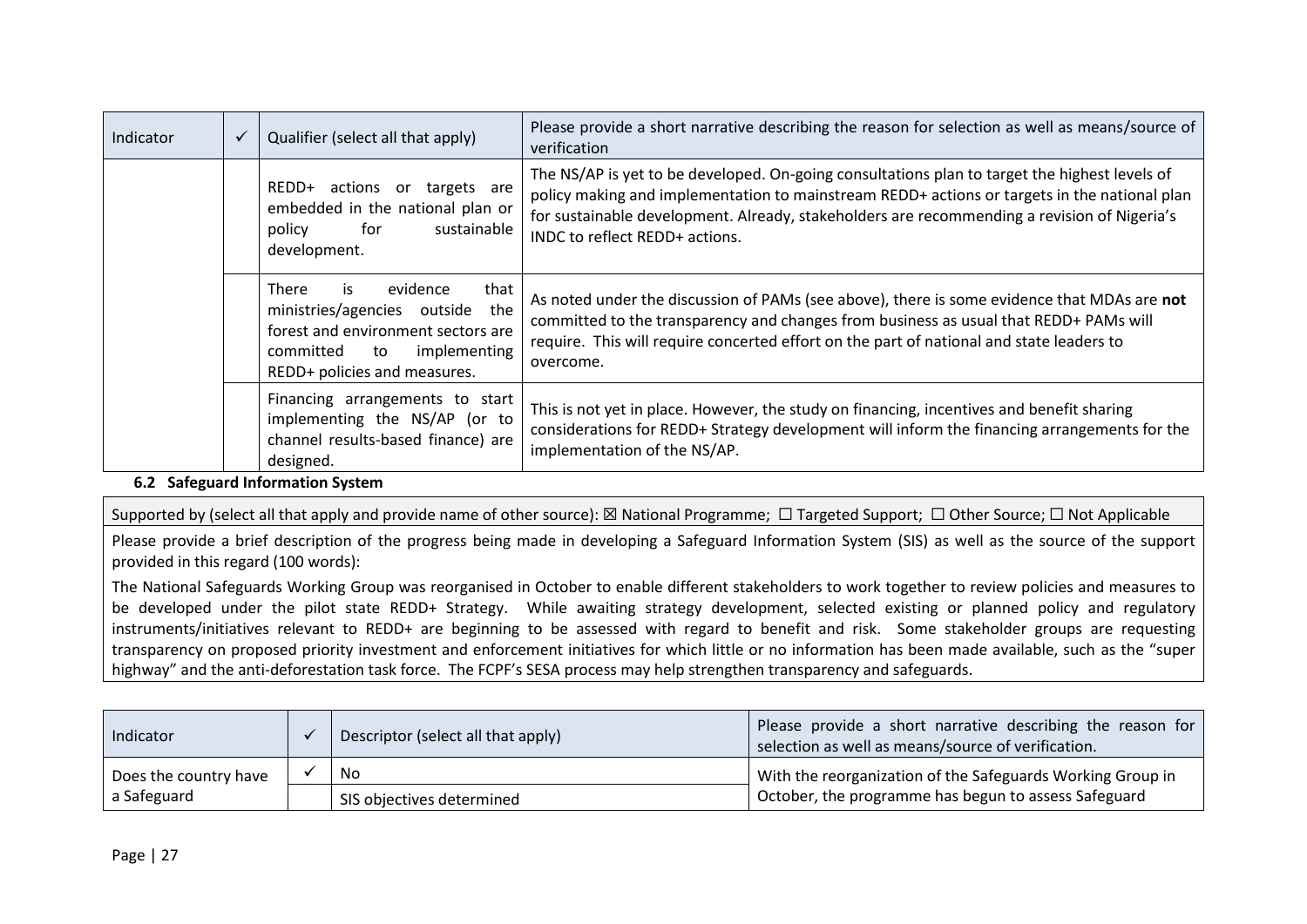| Indicator | ✓ | Qualifier (select all that apply) | Please provide a short narrative describing the reason for selection as well as means/source of verification |
|---|---|---|---|
| | | REDD+ actions or targets are embedded in the national plan or policy for sustainable development. | The NS/AP is yet to be developed. On-going consultations plan to target the highest levels of policy making and implementation to mainstream REDD+ actions or targets in the national plan for sustainable development. Already, stakeholders are recommending a revision of Nigeria's INDC to reflect REDD+ actions. |
| | | There is evidence that ministries/agencies outside the forest and environment sectors are committed to implementing REDD+ policies and measures. | As noted under the discussion of PAMs (see above), there is some evidence that MDAs are **not** committed to the transparency and changes from business as usual that REDD+ PAMs will require. This will require concerted effort on the part of national and state leaders to overcome. |
| | | Financing arrangements to start implementing the NS/AP (or to channel results-based finance) are designed. | This is not yet in place. However, the study on financing, incentives and benefit sharing considerations for REDD+ Strategy development will inform the financing arrangements for the implementation of the NS/AP. |

### 6.2 Safeguard Information System

| Supported by (select all that apply and provide name of other source): ☒ National Programme; ☐ Targeted Support; ☐ Other Source; ☐ Not Applicable |
|---|
| Please provide a brief description of the progress being made in developing a Safeguard Information System (SIS) as well as the source of the support provided in this regard (100 words): |
| The National Safeguards Working Group was reorganised in October to enable different stakeholders to work together to review policies and measures to be developed under the pilot state REDD+ Strategy. While awaiting strategy development, selected existing or planned policy and regulatory instruments/initiatives relevant to REDD+ are beginning to be assessed with regard to benefit and risk. Some stakeholder groups are requesting transparency on proposed priority investment and enforcement initiatives for which little or no information has been made available, such as the "super highway" and the anti-deforestation task force. The FCPF's SESA process may help strengthen transparency and safeguards. |

| Indicator | ✓ | Descriptor (select all that apply) | Please provide a short narrative describing the reason for selection as well as means/source of verification. |
|---|---|---|---|
| Does the country have a Safeguard | ✓ | No | With the reorganization of the Safeguards Working Group in October, the programme has begun to assess Safeguard |
| | | SIS objectives determined | |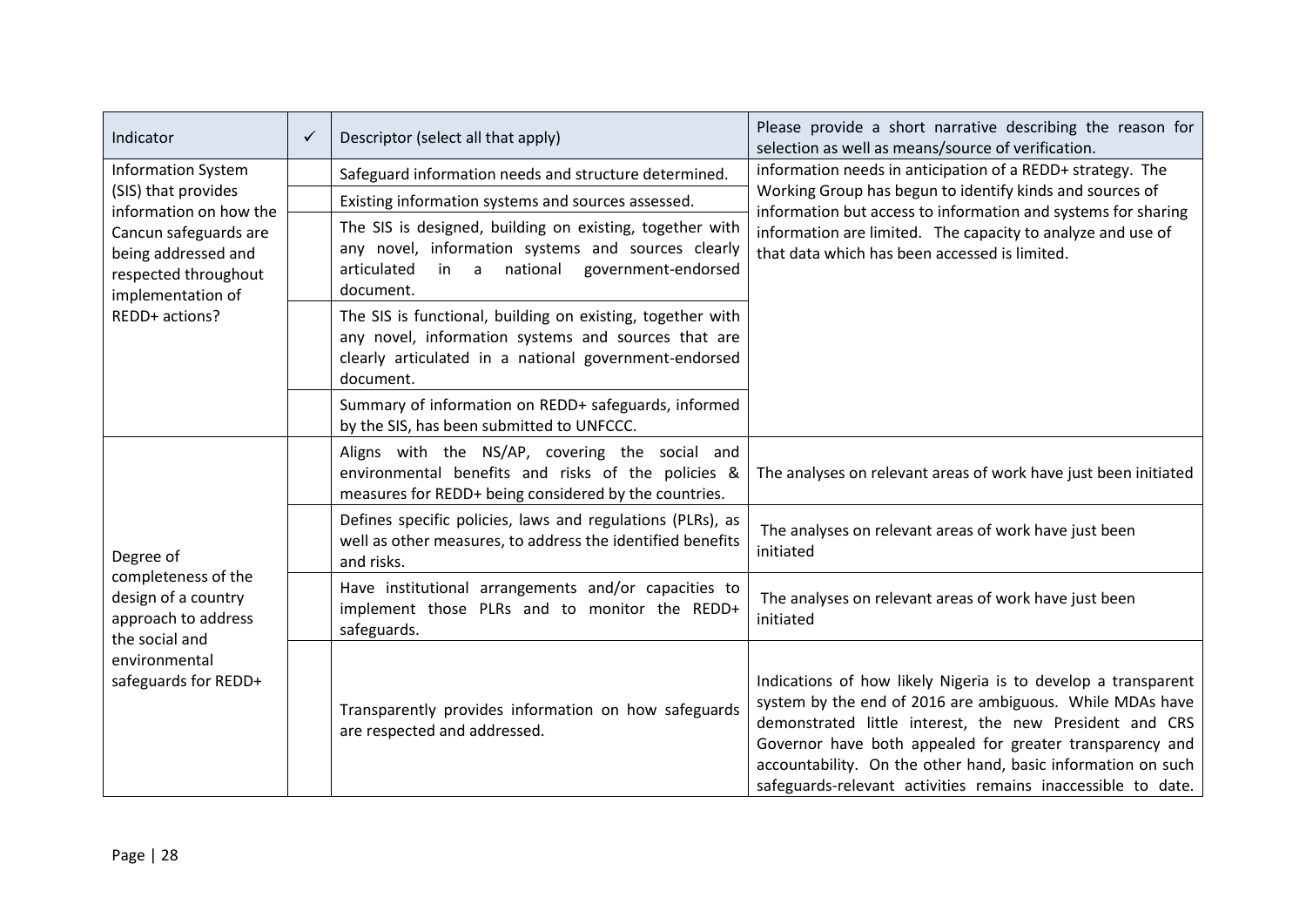| Indicator | ✓ | Descriptor (select all that apply) | Please provide a short narrative describing the reason for selection as well as means/source of verification. |
|---|---|---|---|
| Information System (SIS) that provides information on how the Cancun safeguards are being addressed and respected throughout implementation of REDD+ actions? | | Safeguard information needs and structure determined. | information needs in anticipation of a REDD+ strategy. The Working Group has begun to identify kinds and sources of information but access to information and systems for sharing information are limited. The capacity to analyze and use of that data which has been accessed is limited. |
| | | Existing information systems and sources assessed. | |
| | | The SIS is designed, building on existing, together with any novel, information systems and sources clearly articulated in a national government-endorsed document. | |
| | | The SIS is functional, building on existing, together with any novel, information systems and sources that are clearly articulated in a national government-endorsed document. | |
| | | Summary of information on REDD+ safeguards, informed by the SIS, has been submitted to UNFCCC. | |
| Degree of completeness of the design of a country approach to address the social and environmental safeguards for REDD+ | | Aligns with the NS/AP, covering the social and environmental benefits and risks of the policies & measures for REDD+ being considered by the countries. | The analyses on relevant areas of work have just been initiated |
| | | Defines specific policies, laws and regulations (PLRs), as well as other measures, to address the identified benefits and risks. | The analyses on relevant areas of work have just been initiated |
| | | Have institutional arrangements and/or capacities to implement those PLRs and to monitor the REDD+ safeguards. | The analyses on relevant areas of work have just been initiated |
| | | Transparently provides information on how safeguards are respected and addressed. | Indications of how likely Nigeria is to develop a transparent system by the end of 2016 are ambiguous. While MDAs have demonstrated little interest, the new President and CRS Governor have both appealed for greater transparency and accountability. On the other hand, basic information on such safeguards-relevant activities remains inaccessible to date. |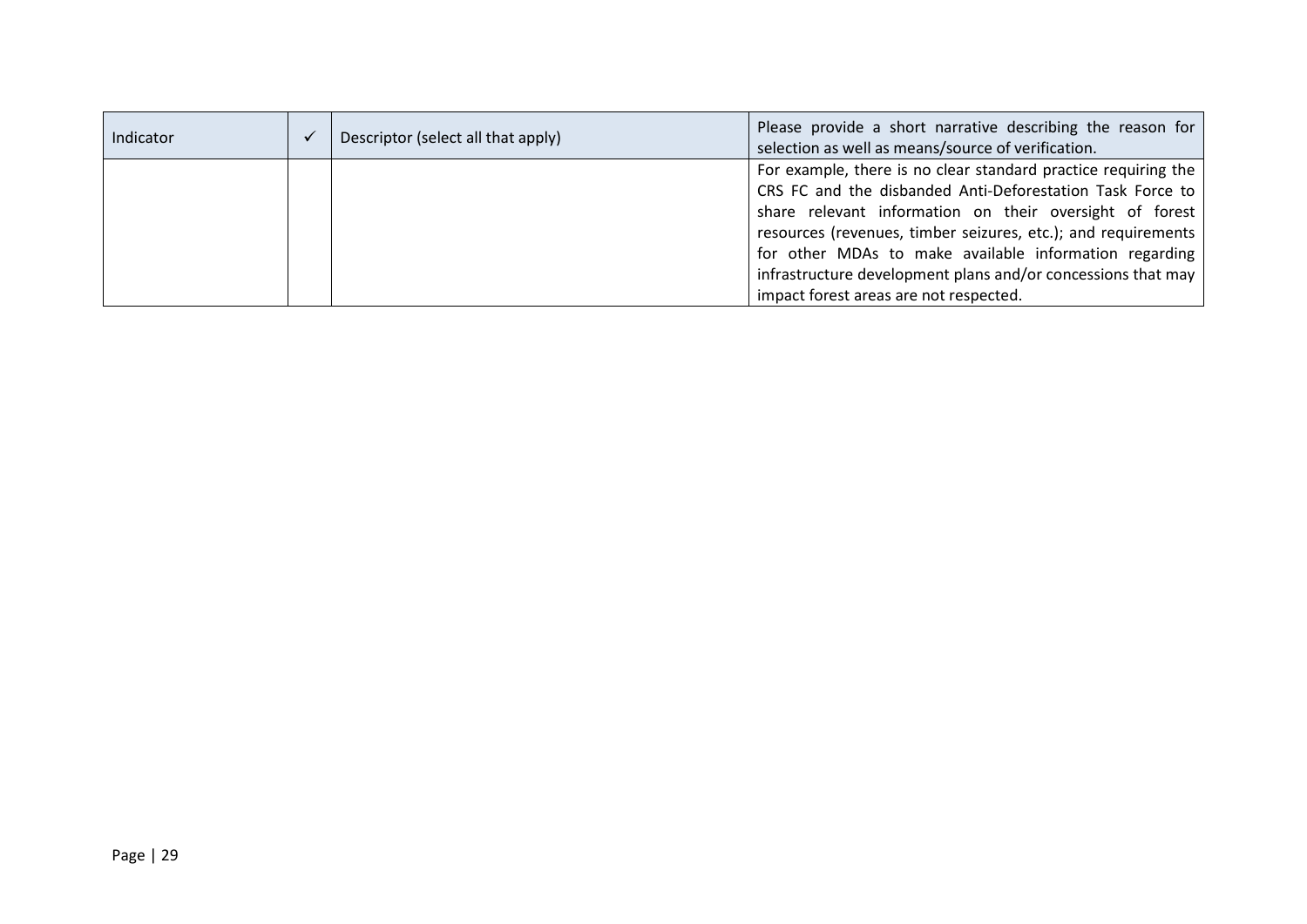| Indicator | ✓ | Descriptor (select all that apply) | Please provide a short narrative describing the reason for selection as well as means/source of verification. |
|---|---|---|---|
| | | | For example, there is no clear standard practice requiring the CRS FC and the disbanded Anti-Deforestation Task Force to share relevant information on their oversight of forest resources (revenues, timber seizures, etc.); and requirements for other MDAs to make available information regarding infrastructure development plans and/or concessions that may impact forest areas are not respected. |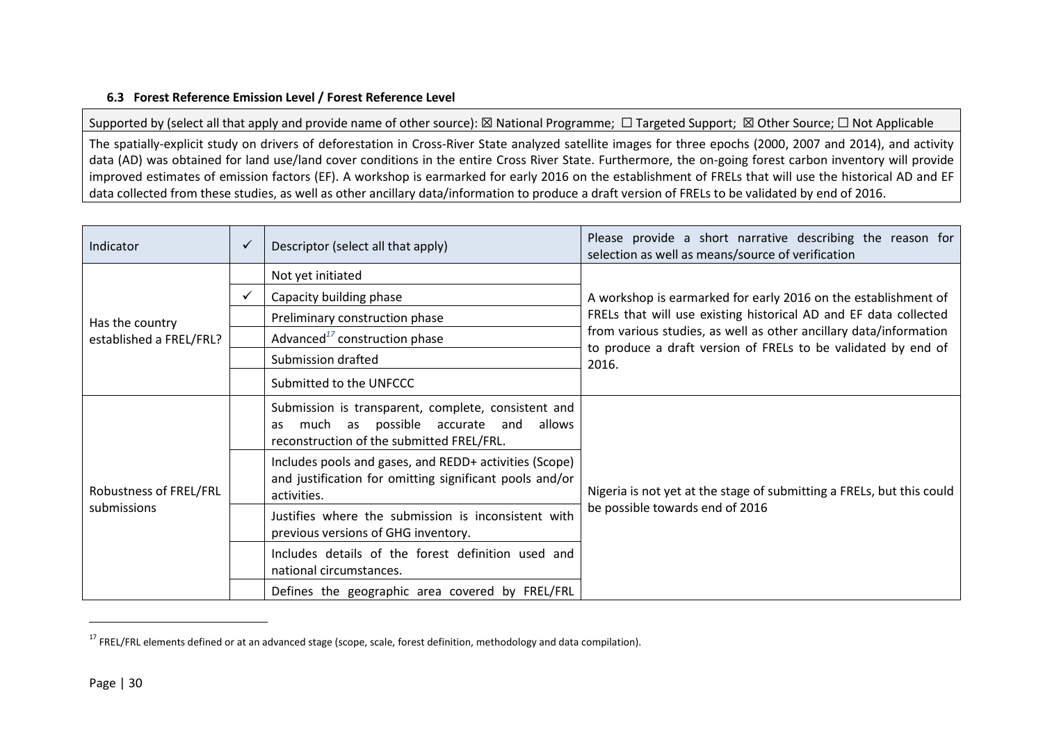### 6.3 Forest Reference Emission Level / Forest Reference Level

| Supported by (select all that apply and provide name of other source): ☒ National Programme; ☐ Targeted Support; ☒ Other Source; ☐ Not Applicable |
|---|
| The spatially-explicit study on drivers of deforestation in Cross-River State analyzed satellite images for three epochs (2000, 2007 and 2014), and activity data (AD) was obtained for land use/land cover conditions in the entire Cross River State. Furthermore, the on-going forest carbon inventory will provide improved estimates of emission factors (EF). A workshop is earmarked for early 2016 on the establishment of FRELs that will use the historical AD and EF data collected from these studies, as well as other ancillary data/information to produce a draft version of FRELs to be validated by end of 2016. |

| Indicator | ✓ | Descriptor (select all that apply) | Please provide a short narrative describing the reason for selection as well as means/source of verification |
|---|---|---|---|
| Has the country established a FREL/FRL? | | Not yet initiated | A workshop is earmarked for early 2016 on the establishment of FRELs that will use existing historical AD and EF data collected from various studies, as well as other ancillary data/information to produce a draft version of FRELs to be validated by end of 2016. |
| | ✓ | Capacity building phase | |
| | | Preliminary construction phase | |
| | | Advanced[17] construction phase | |
| | | Submission drafted | |
| | | Submitted to the UNFCCC | |
| Robustness of FREL/FRL submissions | | Submission is transparent, complete, consistent and as much as possible accurate and allows reconstruction of the submitted FREL/FRL. | Nigeria is not yet at the stage of submitting a FRELs, but this could be possible towards end of 2016 |
| | | Includes pools and gases, and REDD+ activities (Scope) and justification for omitting significant pools and/or activities. | |
| | | Justifies where the submission is inconsistent with previous versions of GHG inventory. | |
| | | Includes details of the forest definition used and national circumstances. | |
| | | Defines the geographic area covered by FREL/FRL | |

[17] FREL/FRL elements defined or at an advanced stage (scope, scale, forest definition, methodology and data compilation).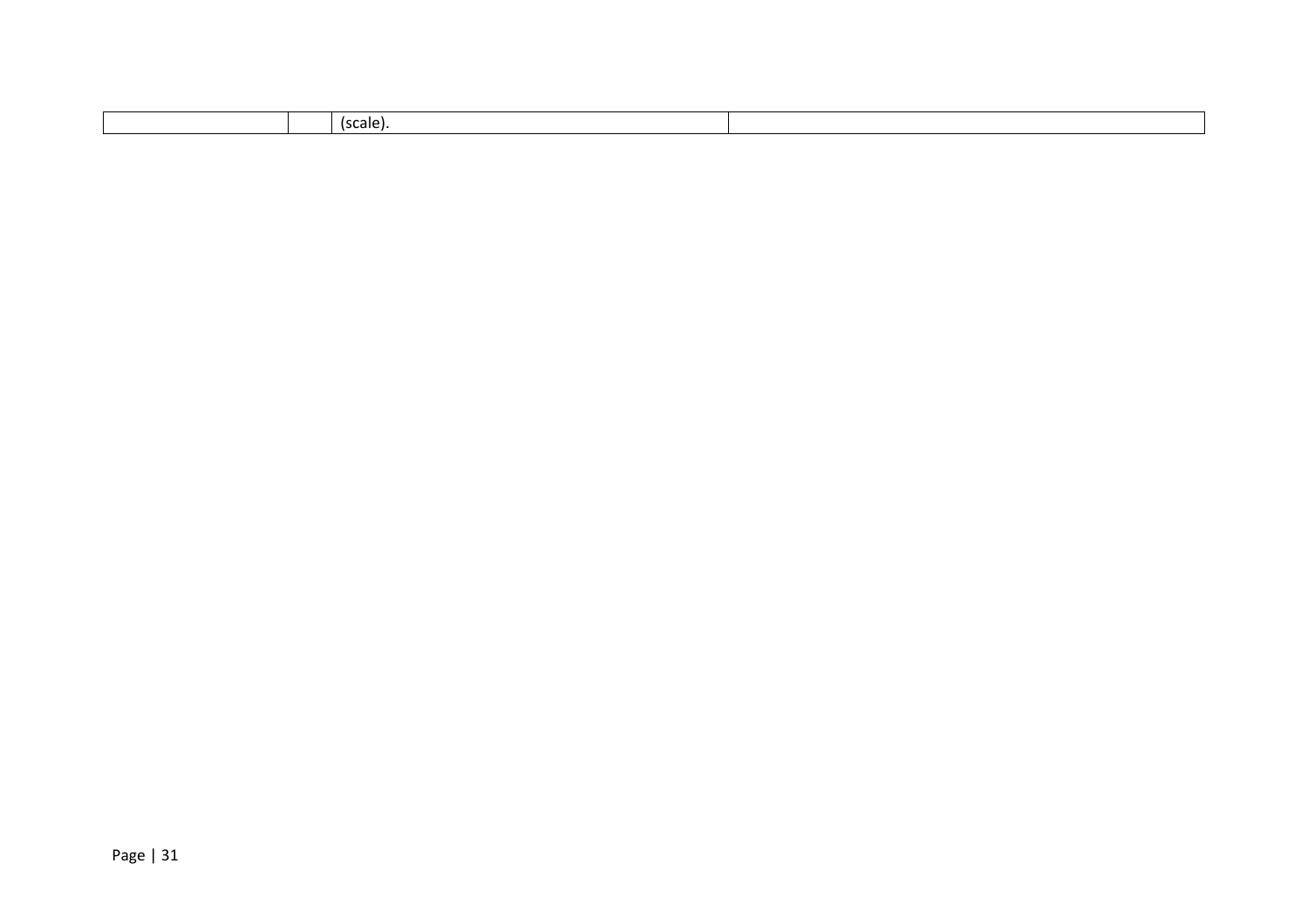| | | (scale). | |
|---|---|---|---|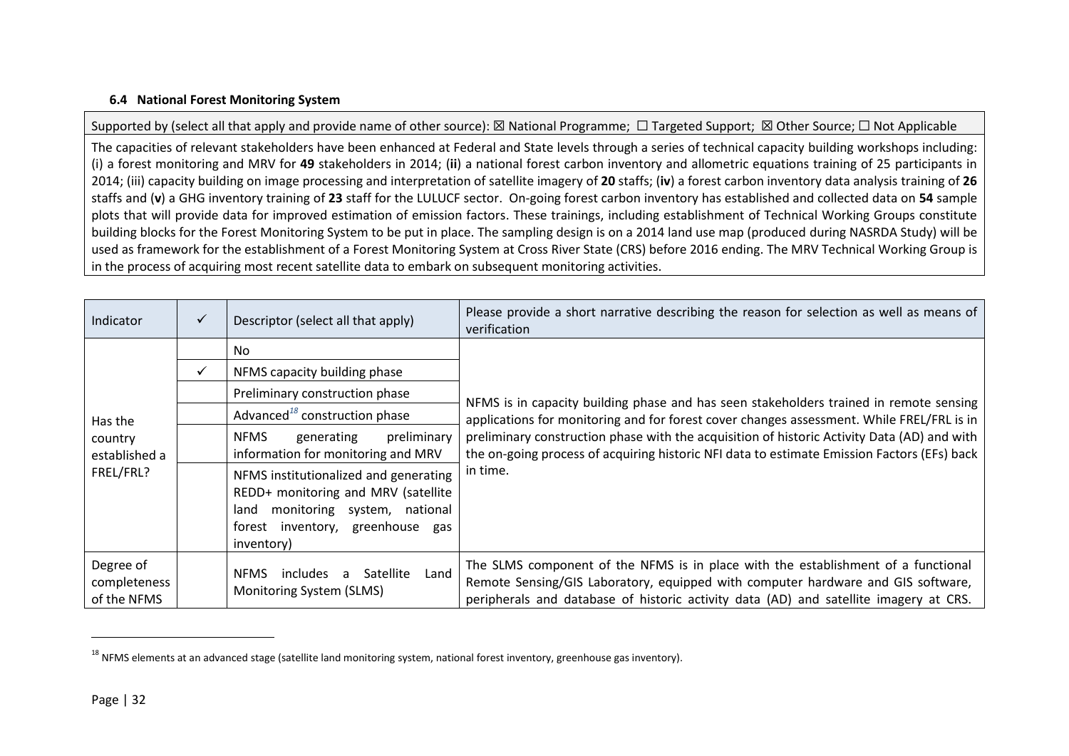**6.4 National Forest Monitoring System**

| Supported by (select all that apply and provide name of other source): ☒ National Programme; ☐ Targeted Support; ☒ Other Source; ☐ Not Applicable |
|---|
| The capacities of relevant stakeholders have been enhanced at Federal and State levels through a series of technical capacity building workshops including: (i) a forest monitoring and MRV for **49** stakeholders in 2014; (**ii**) a national forest carbon inventory and allometric equations training of 25 participants in 2014; (iii) capacity building on image processing and interpretation of satellite imagery of **20** staffs; (**iv**) a forest carbon inventory data analysis training of **26** staffs and (**v**) a GHG inventory training of **23** staff for the LULUCF sector. On-going forest carbon inventory has established and collected data on **54** sample plots that will provide data for improved estimation of emission factors. These trainings, including establishment of Technical Working Groups constitute building blocks for the Forest Monitoring System to be put in place. The sampling design is on a 2014 land use map (produced during NASRDA Study) will be used as framework for the establishment of a Forest Monitoring System at Cross River State (CRS) before 2016 ending. The MRV Technical Working Group is in the process of acquiring most recent satellite data to embark on subsequent monitoring activities. |

| Indicator | ✓ | Descriptor (select all that apply) | Please provide a short narrative describing the reason for selection as well as means of verification |
|---|---|---|---|
| Has the country established a FREL/FRL? | | No | NFMS is in capacity building phase and has seen stakeholders trained in remote sensing applications for monitoring and for forest cover changes assessment. While FREL/FRL is in preliminary construction phase with the acquisition of historic Activity Data (AD) and with the on-going process of acquiring historic NFI data to estimate Emission Factors (EFs) back in time. |
| | ✓ | NFMS capacity building phase | |
| | | Preliminary construction phase | |
| | | Advanced[18] construction phase | |
| | | NFMS generating preliminary information for monitoring and MRV | |
| | | NFMS institutionalized and generating REDD+ monitoring and MRV (satellite land monitoring system, national forest inventory, greenhouse gas inventory) | |
| Degree of completeness of the NFMS | | NFMS includes a Satellite Land Monitoring System (SLMS) | The SLMS component of the NFMS is in place with the establishment of a functional Remote Sensing/GIS Laboratory, equipped with computer hardware and GIS software, peripherals and database of historic activity data (AD) and satellite imagery at CRS. |

[18] NFMS elements at an advanced stage (satellite land monitoring system, national forest inventory, greenhouse gas inventory).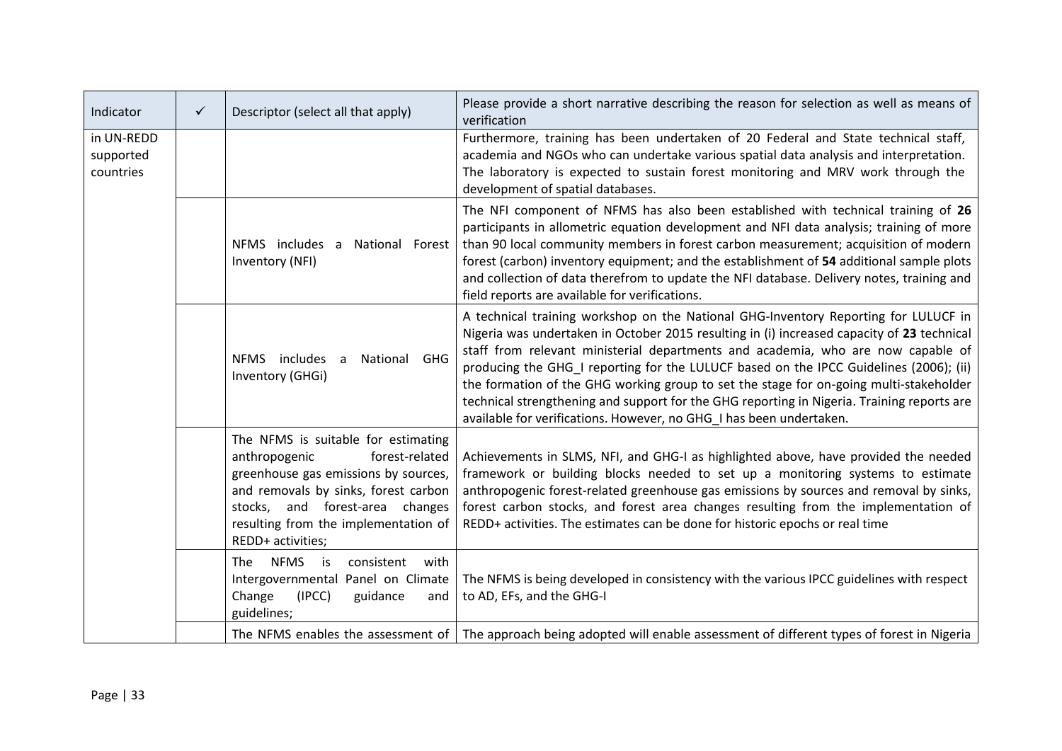| Indicator | ✓ | Descriptor (select all that apply) | Please provide a short narrative describing the reason for selection as well as means of verification |
|---|---|---|---|
| in UN-REDD supported countries | | | Furthermore, training has been undertaken of 20 Federal and State technical staff, academia and NGOs who can undertake various spatial data analysis and interpretation. The laboratory is expected to sustain forest monitoring and MRV work through the development of spatial databases. |
| | | NFMS includes a National Forest Inventory (NFI) | The NFI component of NFMS has also been established with technical training of **26** participants in allometric equation development and NFI data analysis; training of more than 90 local community members in forest carbon measurement; acquisition of modern forest (carbon) inventory equipment; and the establishment of **54** additional sample plots and collection of data therefrom to update the NFI database. Delivery notes, training and field reports are available for verifications. |
| | | NFMS includes a National GHG Inventory (GHGi) | A technical training workshop on the National GHG-Inventory Reporting for LULUCF in Nigeria was undertaken in October 2015 resulting in (i) increased capacity of **23** technical staff from relevant ministerial departments and academia, who are now capable of producing the GHG_I reporting for the LULUCF based on the IPCC Guidelines (2006); (ii) the formation of the GHG working group to set the stage for on-going multi-stakeholder technical strengthening and support for the GHG reporting in Nigeria. Training reports are available for verifications. However, no GHG_I has been undertaken. |
| | | The NFMS is suitable for estimating anthropogenic forest-related greenhouse gas emissions by sources, and removals by sinks, forest carbon stocks, and forest-area changes resulting from the implementation of REDD+ activities; | Achievements in SLMS, NFI, and GHG-I as highlighted above, have provided the needed framework or building blocks needed to set up a monitoring systems to estimate anthropogenic forest-related greenhouse gas emissions by sources and removal by sinks, forest carbon stocks, and forest area changes resulting from the implementation of REDD+ activities. The estimates can be done for historic epochs or real time |
| | | The NFMS is consistent with Intergovernmental Panel on Climate Change (IPCC) guidance and guidelines; | The NFMS is being developed in consistency with the various IPCC guidelines with respect to AD, EFs, and the GHG-I |
| | | The NFMS enables the assessment of | The approach being adopted will enable assessment of different types of forest in Nigeria |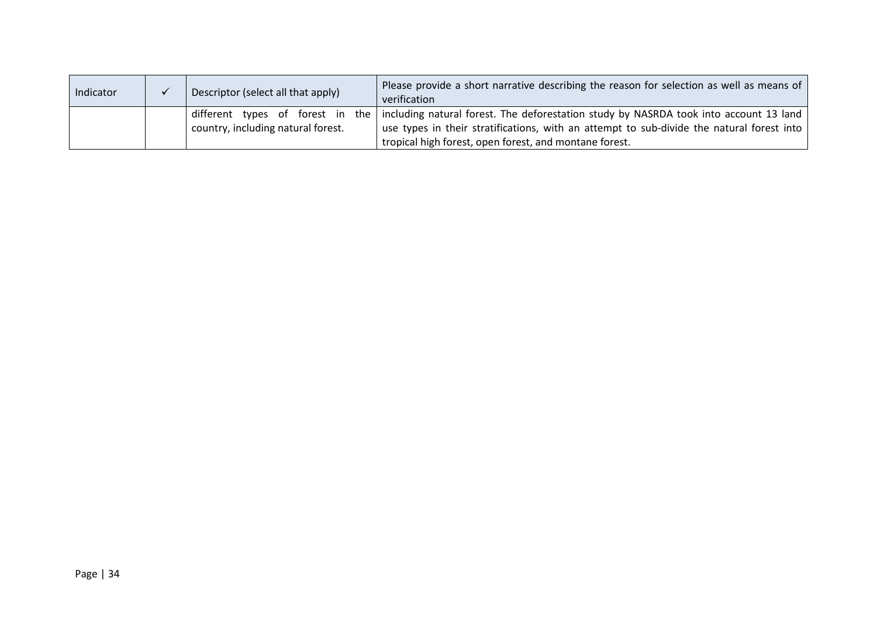| Indicator | ✓ | Descriptor (select all that apply) | Please provide a short narrative describing the reason for selection as well as means of verification |
|---|---|---|---|
| | | different types of forest in the country, including natural forest. | including natural forest. The deforestation study by NASRDA took into account 13 land use types in their stratifications, with an attempt to sub-divide the natural forest into tropical high forest, open forest, and montane forest. |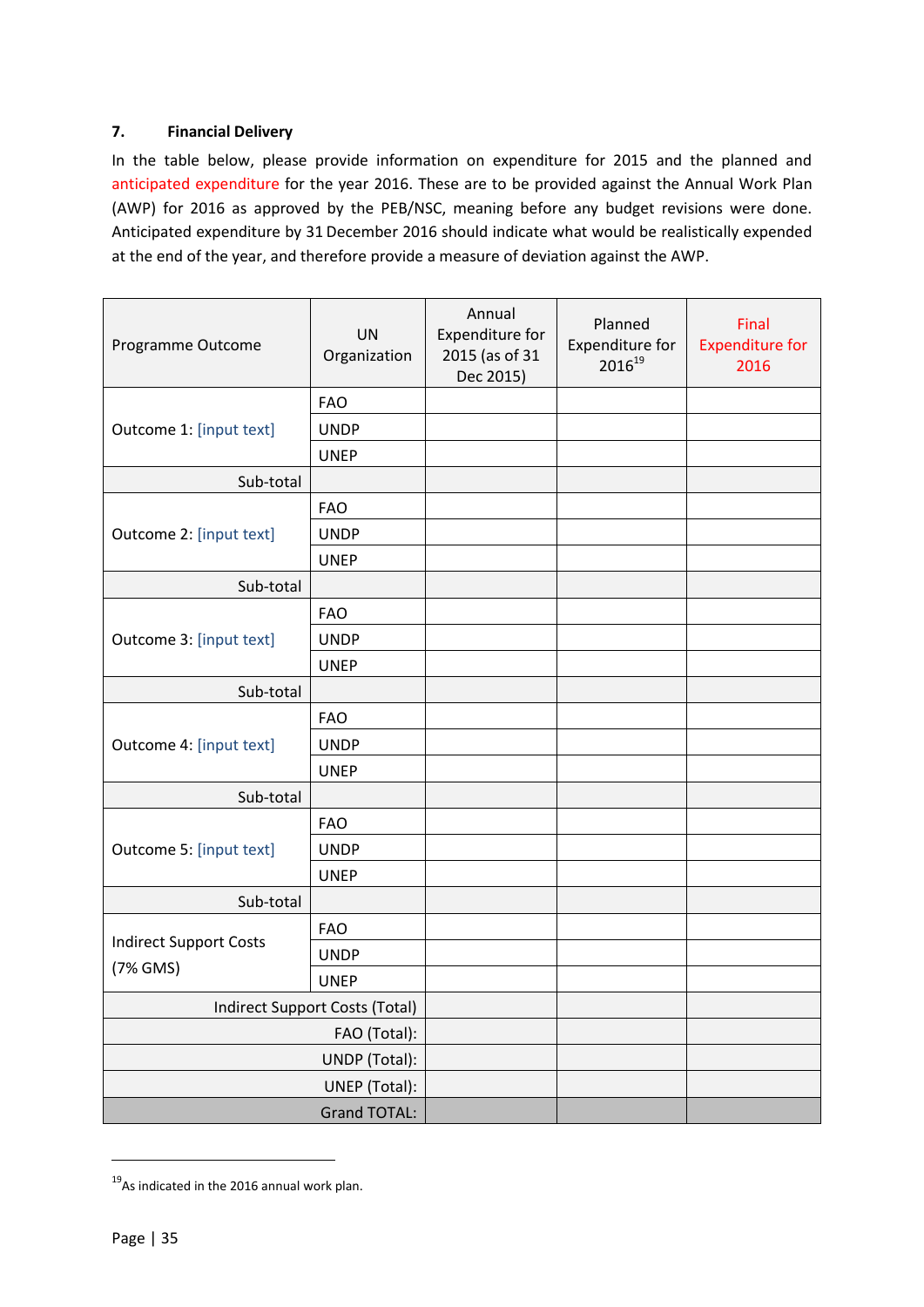## 7. Financial Delivery

In the table below, please provide information on expenditure for 2015 and the planned and anticipated expenditure for the year 2016. These are to be provided against the Annual Work Plan (AWP) for 2016 as approved by the PEB/NSC, meaning before any budget revisions were done. Anticipated expenditure by 31 December 2016 should indicate what would be realistically expended at the end of the year, and therefore provide a measure of deviation against the AWP.

| Programme Outcome | UN Organization | Annual Expenditure for 2015 (as of 31 Dec 2015) | Planned Expenditure for 2016[19] | Final Expenditure for 2016 |
|---|---|---|---|---|
| Outcome 1: [input text] | FAO | | | |
| | UNDP | | | |
| | UNEP | | | |
| Sub-total | | | | |
| Outcome 2: [input text] | FAO | | | |
| | UNDP | | | |
| | UNEP | | | |
| Sub-total | | | | |
| Outcome 3: [input text] | FAO | | | |
| | UNDP | | | |
| | UNEP | | | |
| Sub-total | | | | |
| Outcome 4: [input text] | FAO | | | |
| | UNDP | | | |
| | UNEP | | | |
| Sub-total | | | | |
| Outcome 5: [input text] | FAO | | | |
| | UNDP | | | |
| | UNEP | | | |
| Sub-total | | | | |
| Indirect Support Costs (7% GMS) | FAO | | | |
| | UNDP | | | |
| | UNEP | | | |
| Indirect Support Costs (Total) | | | | |
| FAO (Total): | | | | |
| UNDP (Total): | | | | |
| UNEP (Total): | | | | |
| Grand TOTAL: | | | | |

[19] As indicated in the 2016 annual work plan.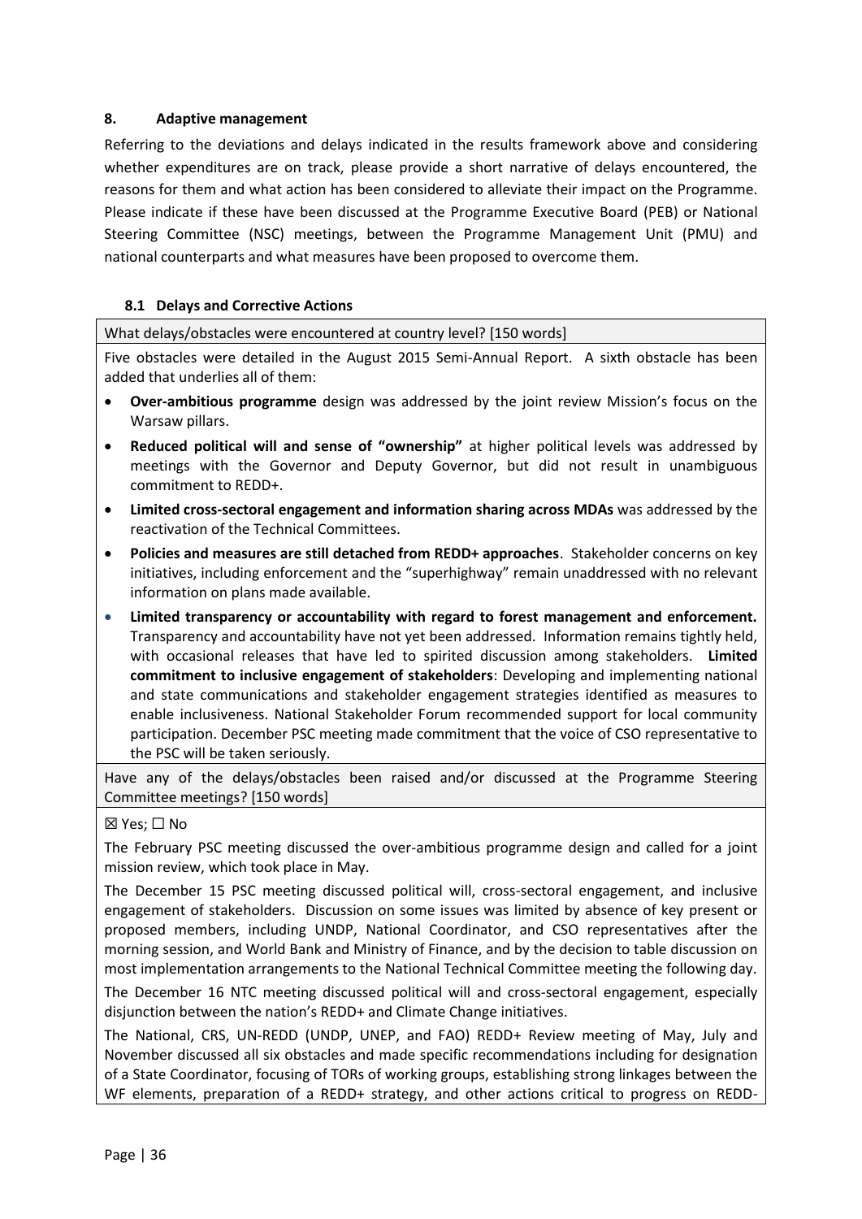## 8. Adaptive management

Referring to the deviations and delays indicated in the results framework above and considering whether expenditures are on track, please provide a short narrative of delays encountered, the reasons for them and what action has been considered to alleviate their impact on the Programme. Please indicate if these have been discussed at the Programme Executive Board (PEB) or National Steering Committee (NSC) meetings, between the Programme Management Unit (PMU) and national counterparts and what measures have been proposed to overcome them.

### 8.1 Delays and Corrective Actions

| What delays/obstacles were encountered at country level? [150 words] |
|---|
| Five obstacles were detailed in the August 2015 Semi-Annual Report. A sixth obstacle has been added that underlies all of them:<br>• **Over-ambitious programme** design was addressed by the joint review Mission's focus on the Warsaw pillars.<br>• **Reduced political will and sense of "ownership"** at higher political levels was addressed by meetings with the Governor and Deputy Governor, but did not result in unambiguous commitment to REDD+.<br>• **Limited cross-sectoral engagement and information sharing across MDAs** was addressed by the reactivation of the Technical Committees.<br>• **Policies and measures are still detached from REDD+ approaches**. Stakeholder concerns on key initiatives, including enforcement and the "superhighway" remain unaddressed with no relevant information on plans made available.<br>• **Limited transparency or accountability with regard to forest management and enforcement.** Transparency and accountability have not yet been addressed. Information remains tightly held, with occasional releases that have led to spirited discussion among stakeholders. **Limited commitment to inclusive engagement of stakeholders**: Developing and implementing national and state communications and stakeholder engagement strategies identified as measures to enable inclusiveness. National Stakeholder Forum recommended support for local community participation. December PSC meeting made commitment that the voice of CSO representative to the PSC will be taken seriously. |
| Have any of the delays/obstacles been raised and/or discussed at the Programme Steering Committee meetings? [150 words] |
| ☒ Yes; ☐ No<br>The February PSC meeting discussed the over-ambitious programme design and called for a joint mission review, which took place in May.<br>The December 15 PSC meeting discussed political will, cross-sectoral engagement, and inclusive engagement of stakeholders. Discussion on some issues was limited by absence of key present or proposed members, including UNDP, National Coordinator, and CSO representatives after the morning session, and World Bank and Ministry of Finance, and by the decision to table discussion on most implementation arrangements to the National Technical Committee meeting the following day.<br>The December 16 NTC meeting discussed political will and cross-sectoral engagement, especially disjunction between the nation's REDD+ and Climate Change initiatives.<br>The National, CRS, UN-REDD (UNDP, UNEP, and FAO) REDD+ Review meeting of May, July and November discussed all six obstacles and made specific recommendations including for designation of a State Coordinator, focusing of TORs of working groups, establishing strong linkages between the WF elements, preparation of a REDD+ strategy, and other actions critical to progress on REDD- |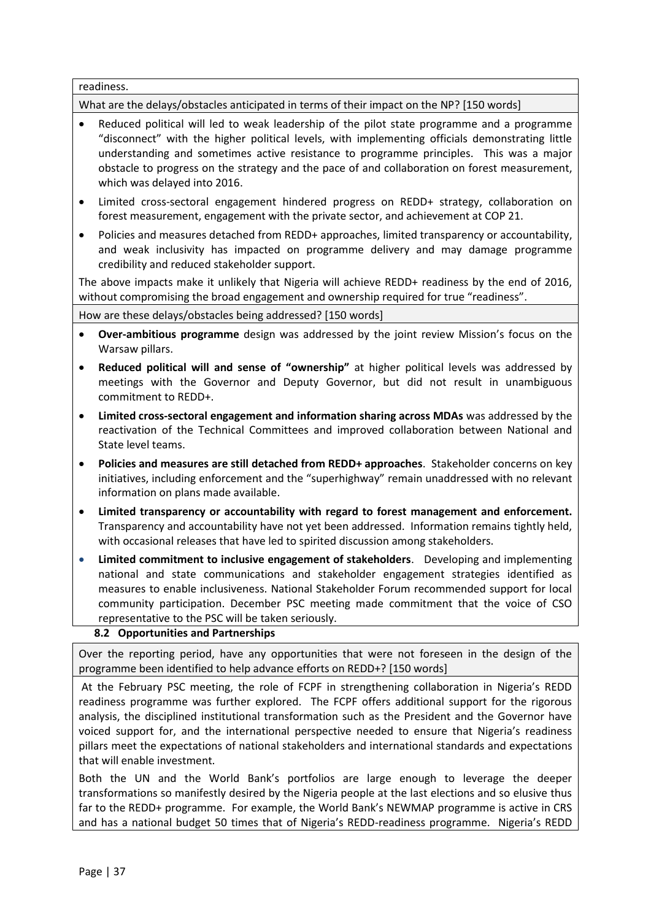readiness.

What are the delays/obstacles anticipated in terms of their impact on the NP? [150 words]

- Reduced political will led to weak leadership of the pilot state programme and a programme "disconnect" with the higher political levels, with implementing officials demonstrating little understanding and sometimes active resistance to programme principles. This was a major obstacle to progress on the strategy and the pace of and collaboration on forest measurement, which was delayed into 2016.
- Limited cross-sectoral engagement hindered progress on REDD+ strategy, collaboration on forest measurement, engagement with the private sector, and achievement at COP 21.
- Policies and measures detached from REDD+ approaches, limited transparency or accountability, and weak inclusivity has impacted on programme delivery and may damage programme credibility and reduced stakeholder support.

The above impacts make it unlikely that Nigeria will achieve REDD+ readiness by the end of 2016, without compromising the broad engagement and ownership required for true "readiness".

How are these delays/obstacles being addressed? [150 words]

- **Over-ambitious programme** design was addressed by the joint review Mission's focus on the Warsaw pillars.
- **Reduced political will and sense of "ownership"** at higher political levels was addressed by meetings with the Governor and Deputy Governor, but did not result in unambiguous commitment to REDD+.
- **Limited cross-sectoral engagement and information sharing across MDAs** was addressed by the reactivation of the Technical Committees and improved collaboration between National and State level teams.
- **Policies and measures are still detached from REDD+ approaches**. Stakeholder concerns on key initiatives, including enforcement and the "superhighway" remain unaddressed with no relevant information on plans made available.
- **Limited transparency or accountability with regard to forest management and enforcement.** Transparency and accountability have not yet been addressed. Information remains tightly held, with occasional releases that have led to spirited discussion among stakeholders.
- **Limited commitment to inclusive engagement of stakeholders**. Developing and implementing national and state communications and stakeholder engagement strategies identified as measures to enable inclusiveness. National Stakeholder Forum recommended support for local community participation. December PSC meeting made commitment that the voice of CSO representative to the PSC will be taken seriously.

### 8.2 Opportunities and Partnerships

Over the reporting period, have any opportunities that were not foreseen in the design of the programme been identified to help advance efforts on REDD+? [150 words]

At the February PSC meeting, the role of FCPF in strengthening collaboration in Nigeria's REDD readiness programme was further explored. The FCPF offers additional support for the rigorous analysis, the disciplined institutional transformation such as the President and the Governor have voiced support for, and the international perspective needed to ensure that Nigeria's readiness pillars meet the expectations of national stakeholders and international standards and expectations that will enable investment.

Both the UN and the World Bank's portfolios are large enough to leverage the deeper transformations so manifestly desired by the Nigeria people at the last elections and so elusive thus far to the REDD+ programme. For example, the World Bank's NEWMAP programme is active in CRS and has a national budget 50 times that of Nigeria's REDD-readiness programme. Nigeria's REDD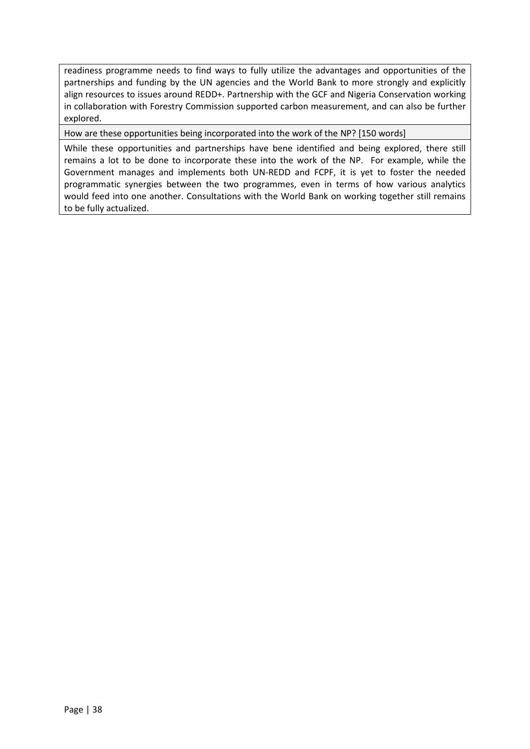readiness programme needs to find ways to fully utilize the advantages and opportunities of the partnerships and funding by the UN agencies and the World Bank to more strongly and explicitly align resources to issues around REDD+. Partnership with the GCF and Nigeria Conservation working in collaboration with Forestry Commission supported carbon measurement, and can also be further explored.

How are these opportunities being incorporated into the work of the NP? [150 words]

While these opportunities and partnerships have bene identified and being explored, there still remains a lot to be done to incorporate these into the work of the NP. For example, while the Government manages and implements both UN-REDD and FCPF, it is yet to foster the needed programmatic synergies between the two programmes, even in terms of how various analytics would feed into one another. Consultations with the World Bank on working together still remains to be fully actualized.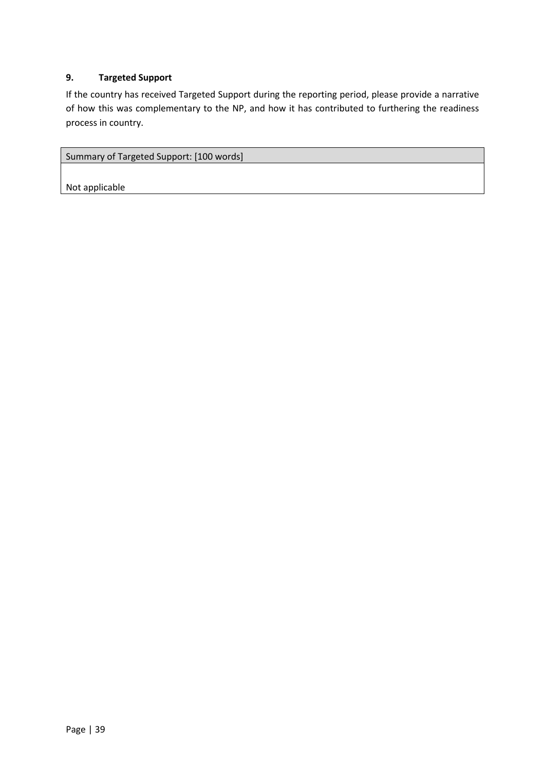### 9. Targeted Support

If the country has received Targeted Support during the reporting period, please provide a narrative of how this was complementary to the NP, and how it has contributed to furthering the readiness process in country.

| Summary of Targeted Support: [100 words] |
| --- |
| Not applicable |